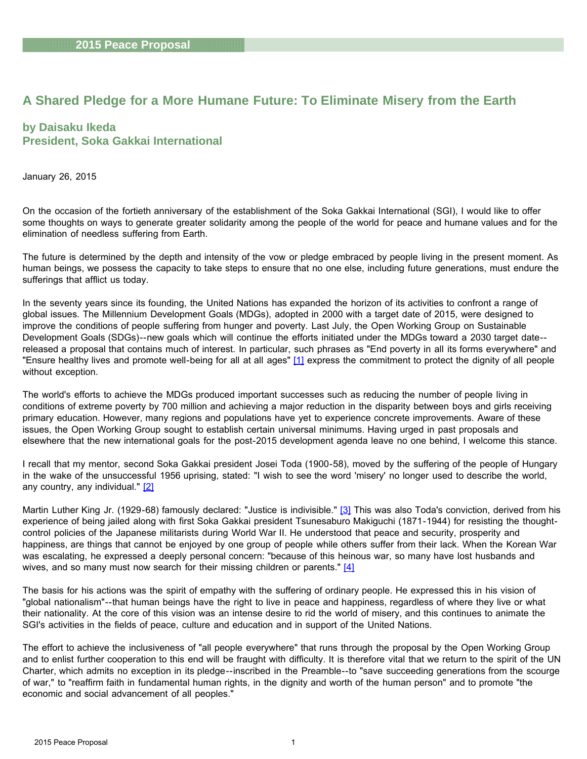2015 Peace Proposal

# A Shared Pledge for a More Humane Future: To Eliminate Misery from the Earth

## by Daisaku Ikeda
## President, Soka Gakkai International

January 26, 2015

On the occasion of the fortieth anniversary of the establishment of the Soka Gakkai International (SGI), I would like to offer some thoughts on ways to generate greater solidarity among the people of the world for peace and humane values and for the elimination of needless suffering from Earth.

The future is determined by the depth and intensity of the vow or pledge embraced by people living in the present moment. As human beings, we possess the capacity to take steps to ensure that no one else, including future generations, must endure the sufferings that afflict us today.

In the seventy years since its founding, the United Nations has expanded the horizon of its activities to confront a range of global issues. The Millennium Development Goals (MDGs), adopted in 2000 with a target date of 2015, were designed to improve the conditions of people suffering from hunger and poverty. Last July, the Open Working Group on Sustainable Development Goals (SDGs)--new goals which will continue the efforts initiated under the MDGs toward a 2030 target date--released a proposal that contains much of interest. In particular, such phrases as "End poverty in all its forms everywhere" and "Ensure healthy lives and promote well-being for all at all ages" [1] express the commitment to protect the dignity of all people without exception.

The world's efforts to achieve the MDGs produced important successes such as reducing the number of people living in conditions of extreme poverty by 700 million and achieving a major reduction in the disparity between boys and girls receiving primary education. However, many regions and populations have yet to experience concrete improvements. Aware of these issues, the Open Working Group sought to establish certain universal minimums. Having urged in past proposals and elsewhere that the new international goals for the post-2015 development agenda leave no one behind, I welcome this stance.

I recall that my mentor, second Soka Gakkai president Josei Toda (1900-58), moved by the suffering of the people of Hungary in the wake of the unsuccessful 1956 uprising, stated: "I wish to see the word 'misery' no longer used to describe the world, any country, any individual." [2]

Martin Luther King Jr. (1929-68) famously declared: "Justice is indivisible." [3] This was also Toda's conviction, derived from his experience of being jailed along with first Soka Gakkai president Tsunesaburo Makiguchi (1871-1944) for resisting the thought-control policies of the Japanese militarists during World War II. He understood that peace and security, prosperity and happiness, are things that cannot be enjoyed by one group of people while others suffer from their lack. When the Korean War was escalating, he expressed a deeply personal concern: "because of this heinous war, so many have lost husbands and wives, and so many must now search for their missing children or parents." [4]

The basis for his actions was the spirit of empathy with the suffering of ordinary people. He expressed this in his vision of "global nationalism"--that human beings have the right to live in peace and happiness, regardless of where they live or what their nationality. At the core of this vision was an intense desire to rid the world of misery, and this continues to animate the SGI's activities in the fields of peace, culture and education and in support of the United Nations.

The effort to achieve the inclusiveness of "all people everywhere" that runs through the proposal by the Open Working Group and to enlist further cooperation to this end will be fraught with difficulty. It is therefore vital that we return to the spirit of the UN Charter, which admits no exception in its pledge--inscribed in the Preamble--to "save succeeding generations from the scourge of war," to "reaffirm faith in fundamental human rights, in the dignity and worth of the human person" and to promote "the economic and social advancement of all peoples."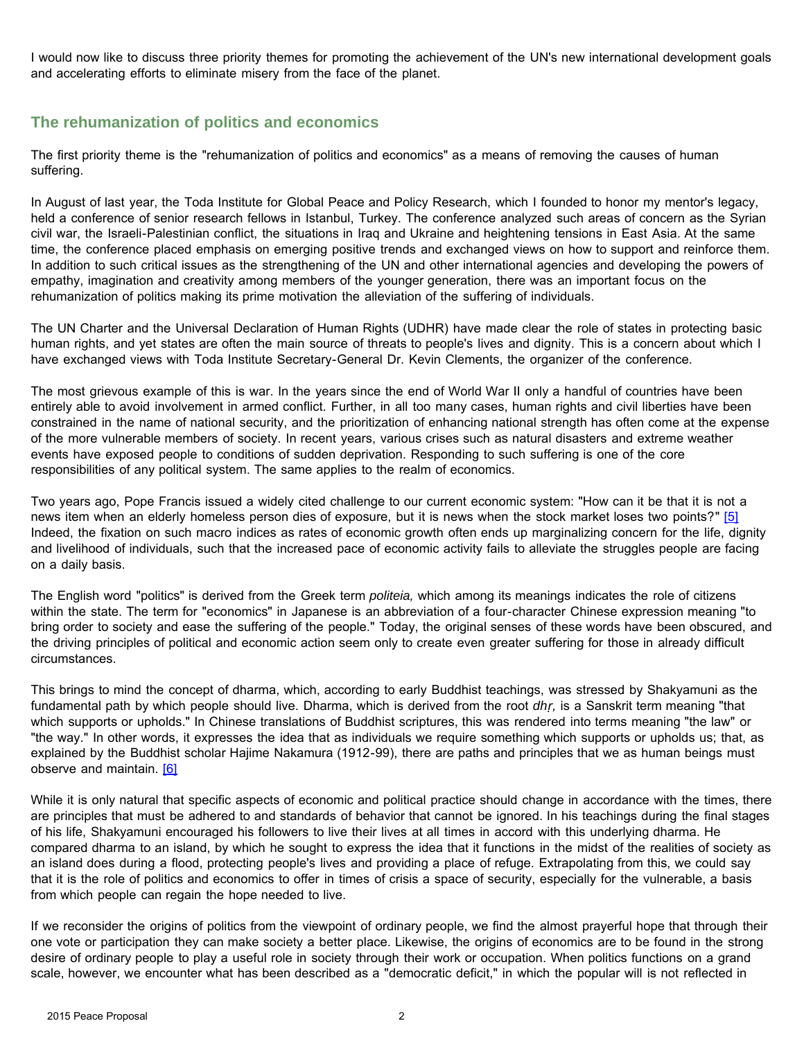I would now like to discuss three priority themes for promoting the achievement of the UN's new international development goals and accelerating efforts to eliminate misery from the face of the planet.

## The rehumanization of politics and economics

The first priority theme is the "rehumanization of politics and economics" as a means of removing the causes of human suffering.

In August of last year, the Toda Institute for Global Peace and Policy Research, which I founded to honor my mentor's legacy, held a conference of senior research fellows in Istanbul, Turkey. The conference analyzed such areas of concern as the Syrian civil war, the Israeli-Palestinian conflict, the situations in Iraq and Ukraine and heightening tensions in East Asia. At the same time, the conference placed emphasis on emerging positive trends and exchanged views on how to support and reinforce them. In addition to such critical issues as the strengthening of the UN and other international agencies and developing the powers of empathy, imagination and creativity among members of the younger generation, there was an important focus on the rehumanization of politics making its prime motivation the alleviation of the suffering of individuals.

The UN Charter and the Universal Declaration of Human Rights (UDHR) have made clear the role of states in protecting basic human rights, and yet states are often the main source of threats to people's lives and dignity. This is a concern about which I have exchanged views with Toda Institute Secretary-General Dr. Kevin Clements, the organizer of the conference.

The most grievous example of this is war. In the years since the end of World War II only a handful of countries have been entirely able to avoid involvement in armed conflict. Further, in all too many cases, human rights and civil liberties have been constrained in the name of national security, and the prioritization of enhancing national strength has often come at the expense of the more vulnerable members of society. In recent years, various crises such as natural disasters and extreme weather events have exposed people to conditions of sudden deprivation. Responding to such suffering is one of the core responsibilities of any political system. The same applies to the realm of economics.

Two years ago, Pope Francis issued a widely cited challenge to our current economic system: "How can it be that it is not a news item when an elderly homeless person dies of exposure, but it is news when the stock market loses two points?" [5] Indeed, the fixation on such macro indices as rates of economic growth often ends up marginalizing concern for the life, dignity and livelihood of individuals, such that the increased pace of economic activity fails to alleviate the struggles people are facing on a daily basis.

The English word "politics" is derived from the Greek term *politeia,* which among its meanings indicates the role of citizens within the state. The term for "economics" in Japanese is an abbreviation of a four-character Chinese expression meaning "to bring order to society and ease the suffering of the people." Today, the original senses of these words have been obscured, and the driving principles of political and economic action seem only to create even greater suffering for those in already difficult circumstances.

This brings to mind the concept of dharma, which, according to early Buddhist teachings, was stressed by Shakyamuni as the fundamental path by which people should live. Dharma, which is derived from the root *dhṛ,* is a Sanskrit term meaning "that which supports or upholds." In Chinese translations of Buddhist scriptures, this was rendered into terms meaning "the law" or "the way." In other words, it expresses the idea that as individuals we require something which supports or upholds us; that, as explained by the Buddhist scholar Hajime Nakamura (1912-99), there are paths and principles that we as human beings must observe and maintain. [6]

While it is only natural that specific aspects of economic and political practice should change in accordance with the times, there are principles that must be adhered to and standards of behavior that cannot be ignored. In his teachings during the final stages of his life, Shakyamuni encouraged his followers to live their lives at all times in accord with this underlying dharma. He compared dharma to an island, by which he sought to express the idea that it functions in the midst of the realities of society as an island does during a flood, protecting people's lives and providing a place of refuge. Extrapolating from this, we could say that it is the role of politics and economics to offer in times of crisis a space of security, especially for the vulnerable, a basis from which people can regain the hope needed to live.

If we reconsider the origins of politics from the viewpoint of ordinary people, we find the almost prayerful hope that through their one vote or participation they can make society a better place. Likewise, the origins of economics are to be found in the strong desire of ordinary people to play a useful role in society through their work or occupation. When politics functions on a grand scale, however, we encounter what has been described as a "democratic deficit," in which the popular will is not reflected in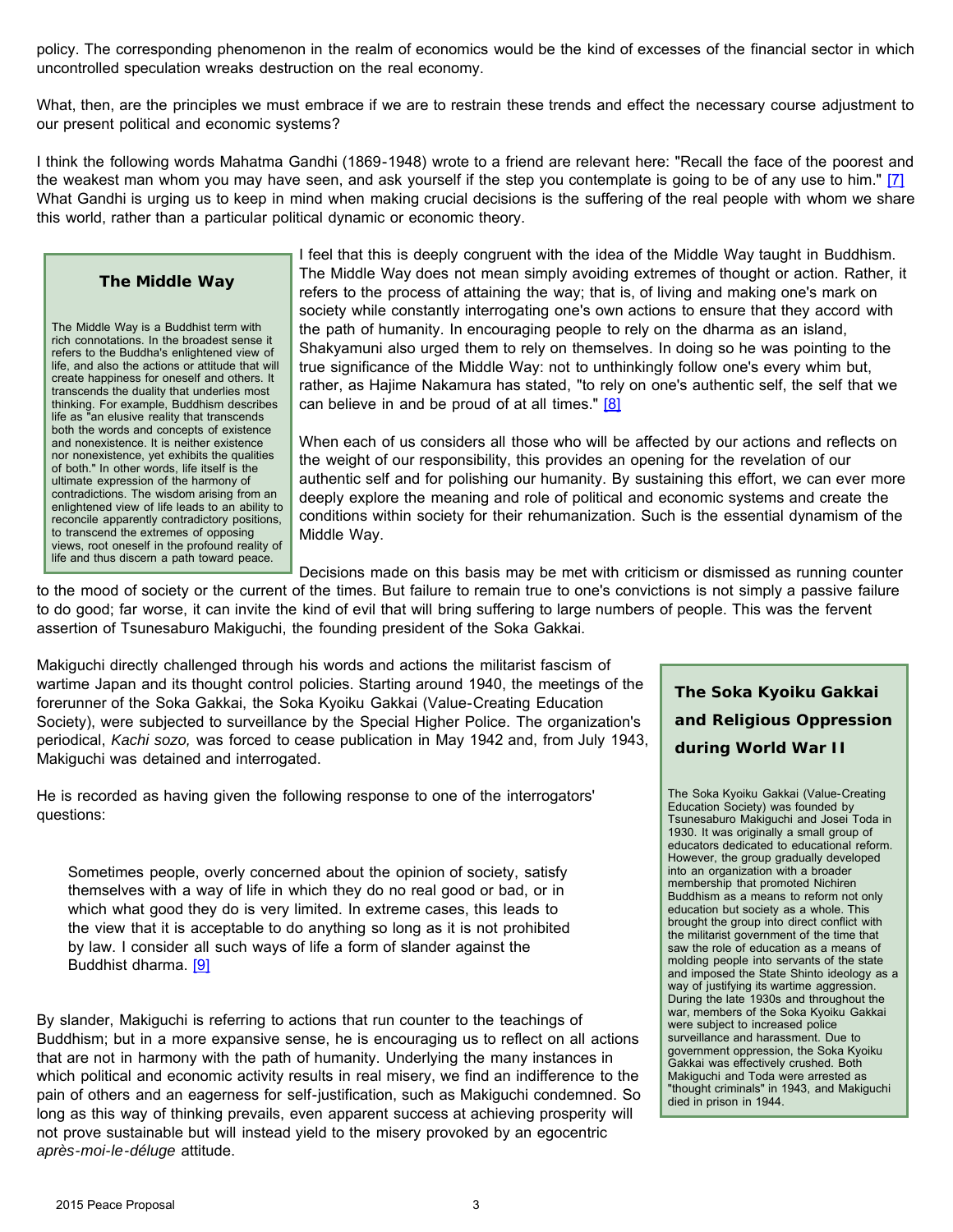policy. The corresponding phenomenon in the realm of economics would be the kind of excesses of the financial sector in which uncontrolled speculation wreaks destruction on the real economy.

What, then, are the principles we must embrace if we are to restrain these trends and effect the necessary course adjustment to our present political and economic systems?

I think the following words Mahatma Gandhi (1869-1948) wrote to a friend are relevant here: "Recall the face of the poorest and the weakest man whom you may have seen, and ask yourself if the step you contemplate is going to be of any use to him." [7] What Gandhi is urging us to keep in mind when making crucial decisions is the suffering of the real people with whom we share this world, rather than a particular political dynamic or economic theory.

> **The Middle Way**
>
> The Middle Way is a Buddhist term with rich connotations. In the broadest sense it refers to the Buddha's enlightened view of life, and also the actions or attitude that will create happiness for oneself and others. It transcends the duality that underlies most thinking. For example, Buddhism describes life as "an elusive reality that transcends both the words and concepts of existence and nonexistence. It is neither existence nor nonexistence, yet exhibits the qualities of both." In other words, life itself is the ultimate expression of the harmony of contradictions. The wisdom arising from an enlightened view of life leads to an ability to reconcile apparently contradictory positions, to transcend the extremes of opposing views, root oneself in the profound reality of life and thus discern a path toward peace.

I feel that this is deeply congruent with the idea of the Middle Way taught in Buddhism. The Middle Way does not mean simply avoiding extremes of thought or action. Rather, it refers to the process of attaining the way; that is, of living and making one's mark on society while constantly interrogating one's own actions to ensure that they accord with the path of humanity. In encouraging people to rely on the dharma as an island, Shakyamuni also urged them to rely on themselves. In doing so he was pointing to the true significance of the Middle Way: not to unthinkingly follow one's every whim but, rather, as Hajime Nakamura has stated, "to rely on one's authentic self, the self that we can believe in and be proud of at all times." [8]

When each of us considers all those who will be affected by our actions and reflects on the weight of our responsibility, this provides an opening for the revelation of our authentic self and for polishing our humanity. By sustaining this effort, we can ever more deeply explore the meaning and role of political and economic systems and create the conditions within society for their rehumanization. Such is the essential dynamism of the Middle Way.

Decisions made on this basis may be met with criticism or dismissed as running counter to the mood of society or the current of the times. But failure to remain true to one's convictions is not simply a passive failure to do good; far worse, it can invite the kind of evil that will bring suffering to large numbers of people. This was the fervent assertion of Tsunesaburo Makiguchi, the founding president of the Soka Gakkai.

Makiguchi directly challenged through his words and actions the militarist fascism of wartime Japan and its thought control policies. Starting around 1940, the meetings of the forerunner of the Soka Gakkai, the Soka Kyoiku Gakkai (Value-Creating Education Society), were subjected to surveillance by the Special Higher Police. The organization's periodical, *Kachi sozo,* was forced to cease publication in May 1942 and, from July 1943, Makiguchi was detained and interrogated.

> **The Soka Kyoiku Gakkai and Religious Oppression during World War II**
>
> The Soka Kyoiku Gakkai (Value-Creating Education Society) was founded by Tsunesaburo Makiguchi and Josei Toda in 1930. It was originally a small group of educators dedicated to educational reform. However, the group gradually developed into an organization with a broader membership that promoted Nichiren Buddhism as a means to reform not only education but society as a whole. This brought the group into direct conflict with the militarist government of the time that saw the role of education as a means of molding people into servants of the state and imposed the State Shinto ideology as a way of justifying its wartime aggression. During the late 1930s and throughout the war, members of the Soka Kyoiku Gakkai were subject to increased police surveillance and harassment. Due to government oppression, the Soka Kyoiku Gakkai was effectively crushed. Both Makiguchi and Toda were arrested as "thought criminals" in 1943, and Makiguchi died in prison in 1944.

He is recorded as having given the following response to one of the interrogators' questions:

> Sometimes people, overly concerned about the opinion of society, satisfy themselves with a way of life in which they do no real good or bad, or in which what good they do is very limited. In extreme cases, this leads to the view that it is acceptable to do anything so long as it is not prohibited by law. I consider all such ways of life a form of slander against the Buddhist dharma. [9]

By slander, Makiguchi is referring to actions that run counter to the teachings of Buddhism; but in a more expansive sense, he is encouraging us to reflect on all actions that are not in harmony with the path of humanity. Underlying the many instances in which political and economic activity results in real misery, we find an indifference to the pain of others and an eagerness for self-justification, such as Makiguchi condemned. So long as this way of thinking prevails, even apparent success at achieving prosperity will not prove sustainable but will instead yield to the misery provoked by an egocentric *après-moi-le-déluge* attitude.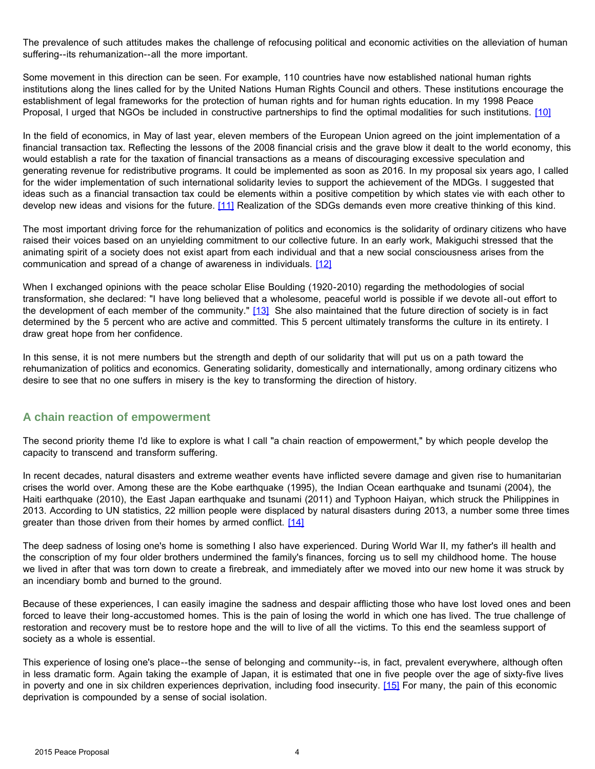The prevalence of such attitudes makes the challenge of refocusing political and economic activities on the alleviation of human suffering--its rehumanization--all the more important.

Some movement in this direction can be seen. For example, 110 countries have now established national human rights institutions along the lines called for by the United Nations Human Rights Council and others. These institutions encourage the establishment of legal frameworks for the protection of human rights and for human rights education. In my 1998 Peace Proposal, I urged that NGOs be included in constructive partnerships to find the optimal modalities for such institutions. [10]

In the field of economics, in May of last year, eleven members of the European Union agreed on the joint implementation of a financial transaction tax. Reflecting the lessons of the 2008 financial crisis and the grave blow it dealt to the world economy, this would establish a rate for the taxation of financial transactions as a means of discouraging excessive speculation and generating revenue for redistributive programs. It could be implemented as soon as 2016. In my proposal six years ago, I called for the wider implementation of such international solidarity levies to support the achievement of the MDGs. I suggested that ideas such as a financial transaction tax could be elements within a positive competition by which states vie with each other to develop new ideas and visions for the future. [11] Realization of the SDGs demands even more creative thinking of this kind.

The most important driving force for the rehumanization of politics and economics is the solidarity of ordinary citizens who have raised their voices based on an unyielding commitment to our collective future. In an early work, Makiguchi stressed that the animating spirit of a society does not exist apart from each individual and that a new social consciousness arises from the communication and spread of a change of awareness in individuals. [12]

When I exchanged opinions with the peace scholar Elise Boulding (1920-2010) regarding the methodologies of social transformation, she declared: "I have long believed that a wholesome, peaceful world is possible if we devote all-out effort to the development of each member of the community." [13] She also maintained that the future direction of society is in fact determined by the 5 percent who are active and committed. This 5 percent ultimately transforms the culture in its entirety. I draw great hope from her confidence.

In this sense, it is not mere numbers but the strength and depth of our solidarity that will put us on a path toward the rehumanization of politics and economics. Generating solidarity, domestically and internationally, among ordinary citizens who desire to see that no one suffers in misery is the key to transforming the direction of history.

## A chain reaction of empowerment

The second priority theme I'd like to explore is what I call "a chain reaction of empowerment," by which people develop the capacity to transcend and transform suffering.

In recent decades, natural disasters and extreme weather events have inflicted severe damage and given rise to humanitarian crises the world over. Among these are the Kobe earthquake (1995), the Indian Ocean earthquake and tsunami (2004), the Haiti earthquake (2010), the East Japan earthquake and tsunami (2011) and Typhoon Haiyan, which struck the Philippines in 2013. According to UN statistics, 22 million people were displaced by natural disasters during 2013, a number some three times greater than those driven from their homes by armed conflict. [14]

The deep sadness of losing one's home is something I also have experienced. During World War II, my father's ill health and the conscription of my four older brothers undermined the family's finances, forcing us to sell my childhood home. The house we lived in after that was torn down to create a firebreak, and immediately after we moved into our new home it was struck by an incendiary bomb and burned to the ground.

Because of these experiences, I can easily imagine the sadness and despair afflicting those who have lost loved ones and been forced to leave their long-accustomed homes. This is the pain of losing the world in which one has lived. The true challenge of restoration and recovery must be to restore hope and the will to live of all the victims. To this end the seamless support of society as a whole is essential.

This experience of losing one's place--the sense of belonging and community--is, in fact, prevalent everywhere, although often in less dramatic form. Again taking the example of Japan, it is estimated that one in five people over the age of sixty-five lives in poverty and one in six children experiences deprivation, including food insecurity. [15] For many, the pain of this economic deprivation is compounded by a sense of social isolation.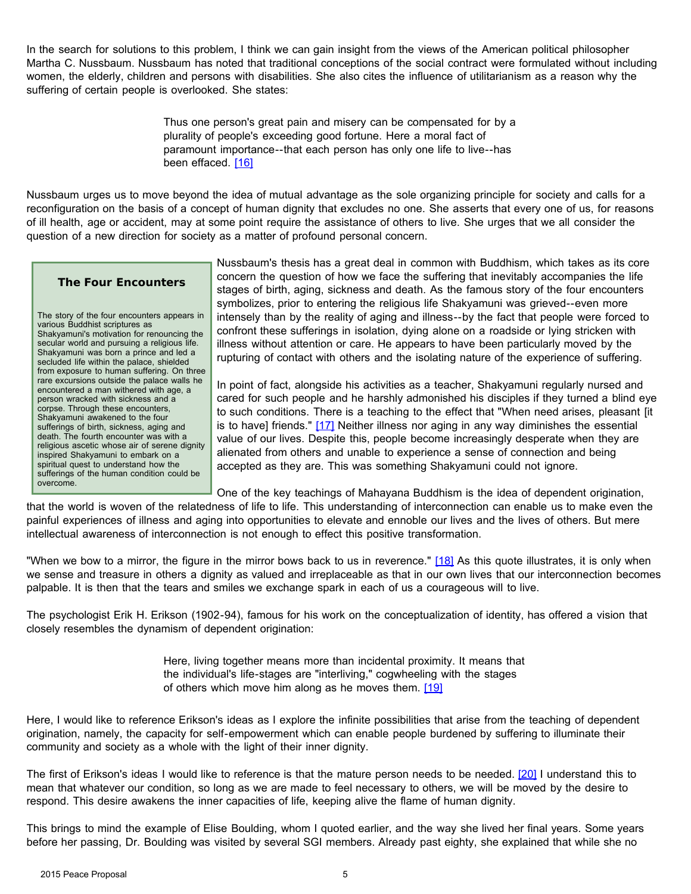In the search for solutions to this problem, I think we can gain insight from the views of the American political philosopher Martha C. Nussbaum. Nussbaum has noted that traditional conceptions of the social contract were formulated without including women, the elderly, children and persons with disabilities. She also cites the influence of utilitarianism as a reason why the suffering of certain people is overlooked. She states:

> Thus one person's great pain and misery can be compensated for by a plurality of people's exceeding good fortune. Here a moral fact of paramount importance--that each person has only one life to live--has been effaced. [16]

Nussbaum urges us to move beyond the idea of mutual advantage as the sole organizing principle for society and calls for a reconfiguration on the basis of a concept of human dignity that excludes no one. She asserts that every one of us, for reasons of ill health, age or accident, may at some point require the assistance of others to live. She urges that we all consider the question of a new direction for society as a matter of profound personal concern.

> **The Four Encounters**
>
> The story of the four encounters appears in various Buddhist scriptures as Shakyamuni's motivation for renouncing the secular world and pursuing a religious life. Shakyamuni was born a prince and led a secluded life within the palace, shielded from exposure to human suffering. On three rare excursions outside the palace walls he encountered a man withered with age, a person wracked with sickness and a corpse. Through these encounters, Shakyamuni awakened to the four sufferings of birth, sickness, aging and death. The fourth encounter was with a religious ascetic whose air of serene dignity inspired Shakyamuni to embark on a spiritual quest to understand how the sufferings of the human condition could be overcome.

Nussbaum's thesis has a great deal in common with Buddhism, which takes as its core concern the question of how we face the suffering that inevitably accompanies the life stages of birth, aging, sickness and death. As the famous story of the four encounters symbolizes, prior to entering the religious life Shakyamuni was grieved--even more intensely than by the reality of aging and illness--by the fact that people were forced to confront these sufferings in isolation, dying alone on a roadside or lying stricken with illness without attention or care. He appears to have been particularly moved by the rupturing of contact with others and the isolating nature of the experience of suffering.

In point of fact, alongside his activities as a teacher, Shakyamuni regularly nursed and cared for such people and he harshly admonished his disciples if they turned a blind eye to such conditions. There is a teaching to the effect that "When need arises, pleasant [it is to have] friends." [17] Neither illness nor aging in any way diminishes the essential value of our lives. Despite this, people become increasingly desperate when they are alienated from others and unable to experience a sense of connection and being accepted as they are. This was something Shakyamuni could not ignore.

One of the key teachings of Mahayana Buddhism is the idea of dependent origination, that the world is woven of the relatedness of life to life. This understanding of interconnection can enable us to make even the painful experiences of illness and aging into opportunities to elevate and ennoble our lives and the lives of others. But mere intellectual awareness of interconnection is not enough to effect this positive transformation.

"When we bow to a mirror, the figure in the mirror bows back to us in reverence." [18] As this quote illustrates, it is only when we sense and treasure in others a dignity as valued and irreplaceable as that in our own lives that our interconnection becomes palpable. It is then that the tears and smiles we exchange spark in each of us a courageous will to live.

The psychologist Erik H. Erikson (1902-94), famous for his work on the conceptualization of identity, has offered a vision that closely resembles the dynamism of dependent origination:

> Here, living together means more than incidental proximity. It means that the individual's life-stages are "interliving," cogwheeling with the stages of others which move him along as he moves them. [19]

Here, I would like to reference Erikson's ideas as I explore the infinite possibilities that arise from the teaching of dependent origination, namely, the capacity for self-empowerment which can enable people burdened by suffering to illuminate their community and society as a whole with the light of their inner dignity.

The first of Erikson's ideas I would like to reference is that the mature person needs to be needed. [20] I understand this to mean that whatever our condition, so long as we are made to feel necessary to others, we will be moved by the desire to respond. This desire awakens the inner capacities of life, keeping alive the flame of human dignity.

This brings to mind the example of Elise Boulding, whom I quoted earlier, and the way she lived her final years. Some years before her passing, Dr. Boulding was visited by several SGI members. Already past eighty, she explained that while she no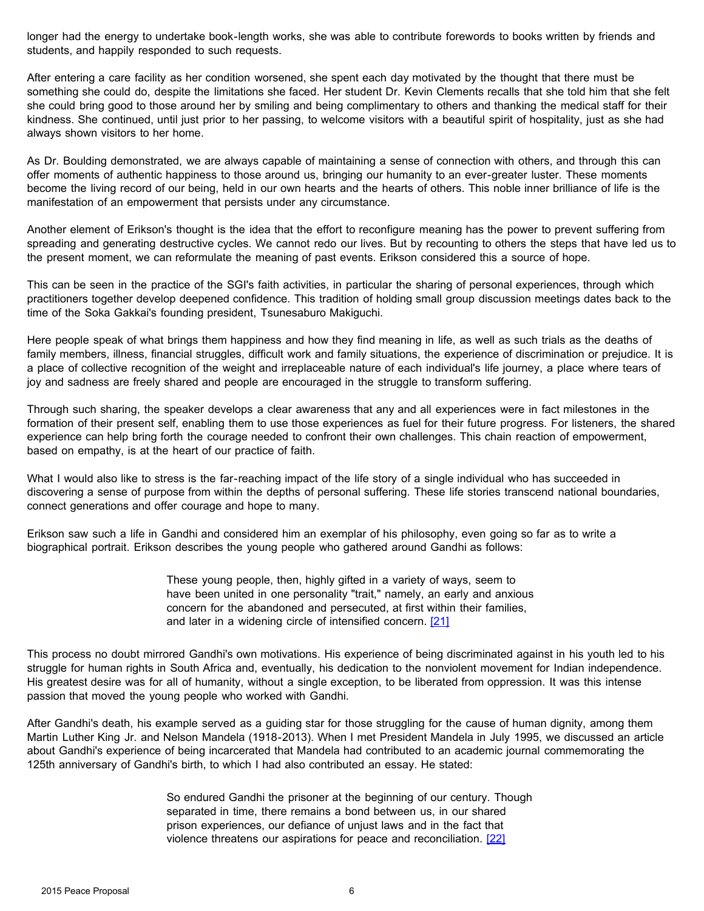longer had the energy to undertake book-length works, she was able to contribute forewords to books written by friends and students, and happily responded to such requests.

After entering a care facility as her condition worsened, she spent each day motivated by the thought that there must be something she could do, despite the limitations she faced. Her student Dr. Kevin Clements recalls that she told him that she felt she could bring good to those around her by smiling and being complimentary to others and thanking the medical staff for their kindness. She continued, until just prior to her passing, to welcome visitors with a beautiful spirit of hospitality, just as she had always shown visitors to her home.

As Dr. Boulding demonstrated, we are always capable of maintaining a sense of connection with others, and through this can offer moments of authentic happiness to those around us, bringing our humanity to an ever-greater luster. These moments become the living record of our being, held in our own hearts and the hearts of others. This noble inner brilliance of life is the manifestation of an empowerment that persists under any circumstance.

Another element of Erikson's thought is the idea that the effort to reconfigure meaning has the power to prevent suffering from spreading and generating destructive cycles. We cannot redo our lives. But by recounting to others the steps that have led us to the present moment, we can reformulate the meaning of past events. Erikson considered this a source of hope.

This can be seen in the practice of the SGI's faith activities, in particular the sharing of personal experiences, through which practitioners together develop deepened confidence. This tradition of holding small group discussion meetings dates back to the time of the Soka Gakkai's founding president, Tsunesaburo Makiguchi.

Here people speak of what brings them happiness and how they find meaning in life, as well as such trials as the deaths of family members, illness, financial struggles, difficult work and family situations, the experience of discrimination or prejudice. It is a place of collective recognition of the weight and irreplaceable nature of each individual's life journey, a place where tears of joy and sadness are freely shared and people are encouraged in the struggle to transform suffering.

Through such sharing, the speaker develops a clear awareness that any and all experiences were in fact milestones in the formation of their present self, enabling them to use those experiences as fuel for their future progress. For listeners, the shared experience can help bring forth the courage needed to confront their own challenges. This chain reaction of empowerment, based on empathy, is at the heart of our practice of faith.

What I would also like to stress is the far-reaching impact of the life story of a single individual who has succeeded in discovering a sense of purpose from within the depths of personal suffering. These life stories transcend national boundaries, connect generations and offer courage and hope to many.

Erikson saw such a life in Gandhi and considered him an exemplar of his philosophy, even going so far as to write a biographical portrait. Erikson describes the young people who gathered around Gandhi as follows:

> These young people, then, highly gifted in a variety of ways, seem to have been united in one personality "trait," namely, an early and anxious concern for the abandoned and persecuted, at first within their families, and later in a widening circle of intensified concern. [21]

This process no doubt mirrored Gandhi's own motivations. His experience of being discriminated against in his youth led to his struggle for human rights in South Africa and, eventually, his dedication to the nonviolent movement for Indian independence. His greatest desire was for all of humanity, without a single exception, to be liberated from oppression. It was this intense passion that moved the young people who worked with Gandhi.

After Gandhi's death, his example served as a guiding star for those struggling for the cause of human dignity, among them Martin Luther King Jr. and Nelson Mandela (1918-2013). When I met President Mandela in July 1995, we discussed an article about Gandhi's experience of being incarcerated that Mandela had contributed to an academic journal commemorating the 125th anniversary of Gandhi's birth, to which I had also contributed an essay. He stated:

> So endured Gandhi the prisoner at the beginning of our century. Though separated in time, there remains a bond between us, in our shared prison experiences, our defiance of unjust laws and in the fact that violence threatens our aspirations for peace and reconciliation. [22]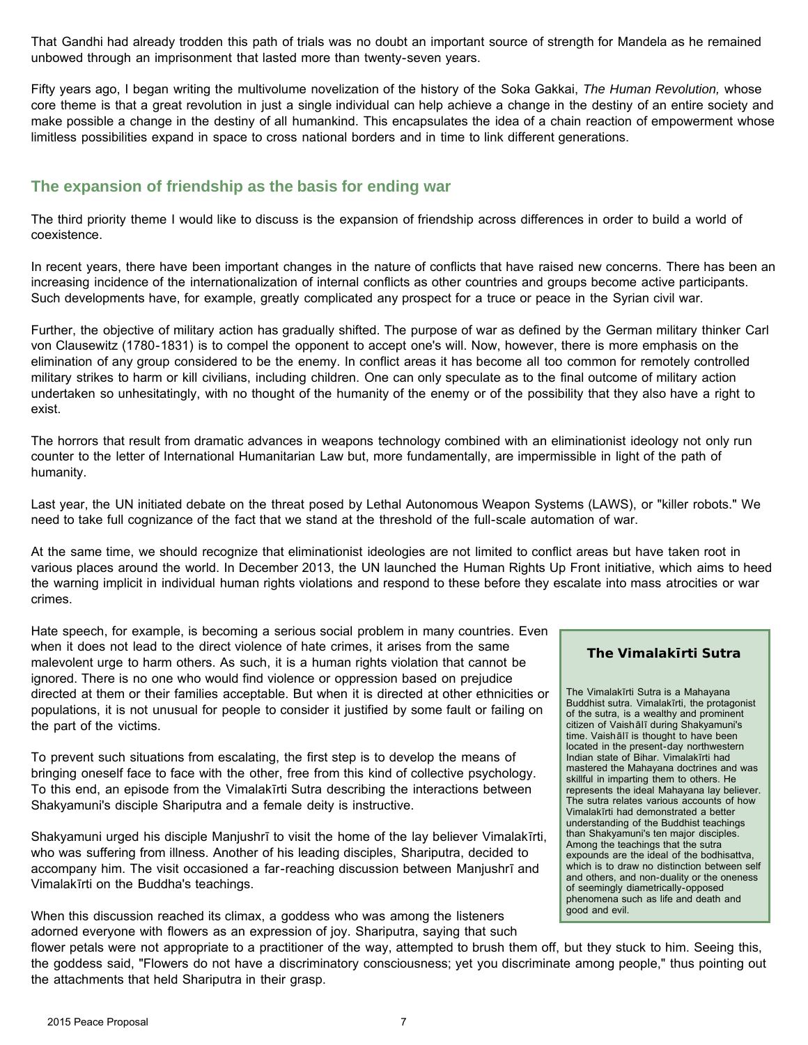That Gandhi had already trodden this path of trials was no doubt an important source of strength for Mandela as he remained unbowed through an imprisonment that lasted more than twenty-seven years.

Fifty years ago, I began writing the multivolume novelization of the history of the Soka Gakkai, *The Human Revolution,* whose core theme is that a great revolution in just a single individual can help achieve a change in the destiny of an entire society and make possible a change in the destiny of all humankind. This encapsulates the idea of a chain reaction of empowerment whose limitless possibilities expand in space to cross national borders and in time to link different generations.

## The expansion of friendship as the basis for ending war

The third priority theme I would like to discuss is the expansion of friendship across differences in order to build a world of coexistence.

In recent years, there have been important changes in the nature of conflicts that have raised new concerns. There has been an increasing incidence of the internationalization of internal conflicts as other countries and groups become active participants. Such developments have, for example, greatly complicated any prospect for a truce or peace in the Syrian civil war.

Further, the objective of military action has gradually shifted. The purpose of war as defined by the German military thinker Carl von Clausewitz (1780-1831) is to compel the opponent to accept one's will. Now, however, there is more emphasis on the elimination of any group considered to be the enemy. In conflict areas it has become all too common for remotely controlled military strikes to harm or kill civilians, including children. One can only speculate as to the final outcome of military action undertaken so unhesitatingly, with no thought of the humanity of the enemy or of the possibility that they also have a right to exist.

The horrors that result from dramatic advances in weapons technology combined with an eliminationist ideology not only run counter to the letter of International Humanitarian Law but, more fundamentally, are impermissible in light of the path of humanity.

Last year, the UN initiated debate on the threat posed by Lethal Autonomous Weapon Systems (LAWS), or "killer robots." We need to take full cognizance of the fact that we stand at the threshold of the full-scale automation of war.

At the same time, we should recognize that eliminationist ideologies are not limited to conflict areas but have taken root in various places around the world. In December 2013, the UN launched the Human Rights Up Front initiative, which aims to heed the warning implicit in individual human rights violations and respond to these before they escalate into mass atrocities or war crimes.

Hate speech, for example, is becoming a serious social problem in many countries. Even when it does not lead to the direct violence of hate crimes, it arises from the same malevolent urge to harm others. As such, it is a human rights violation that cannot be ignored. There is no one who would find violence or oppression based on prejudice directed at them or their families acceptable. But when it is directed at other ethnicities or populations, it is not unusual for people to consider it justified by some fault or failing on the part of the victims.

To prevent such situations from escalating, the first step is to develop the means of bringing oneself face to face with the other, free from this kind of collective psychology. To this end, an episode from the Vimalakīrti Sutra describing the interactions between Shakyamuni's disciple Shariputra and a female deity is instructive.

Shakyamuni urged his disciple Manjushrī to visit the home of the lay believer Vimalakīrti, who was suffering from illness. Another of his leading disciples, Shariputra, decided to accompany him. The visit occasioned a far-reaching discussion between Manjushrī and Vimalakīrti on the Buddha's teachings.

When this discussion reached its climax, a goddess who was among the listeners adorned everyone with flowers as an expression of joy. Shariputra, saying that such flower petals were not appropriate to a practitioner of the way, attempted to brush them off, but they stuck to him. Seeing this, the goddess said, "Flowers do not have a discriminatory consciousness; yet you discriminate among people," thus pointing out the attachments that held Shariputra in their grasp.

> **The Vimalakīrti Sutra**
>
> The Vimalakīrti Sutra is a Mahayana Buddhist sutra. Vimalakīrti, the protagonist of the sutra, is a wealthy and prominent citizen of Vaishālī during Shakyamuni's time. Vaishālī is thought to have been located in the present-day northwestern Indian state of Bihar. Vimalakīrti had mastered the Mahayana doctrines and was skillful in imparting them to others. He represents the ideal Mahayana lay believer. The sutra relates various accounts of how Vimalakīrti had demonstrated a better understanding of the Buddhist teachings than Shakyamuni's ten major disciples. Among the teachings that the sutra expounds are the ideal of the bodhisattva, which is to draw no distinction between self and others, and non-duality or the oneness of seemingly diametrically-opposed phenomena such as life and death and good and evil.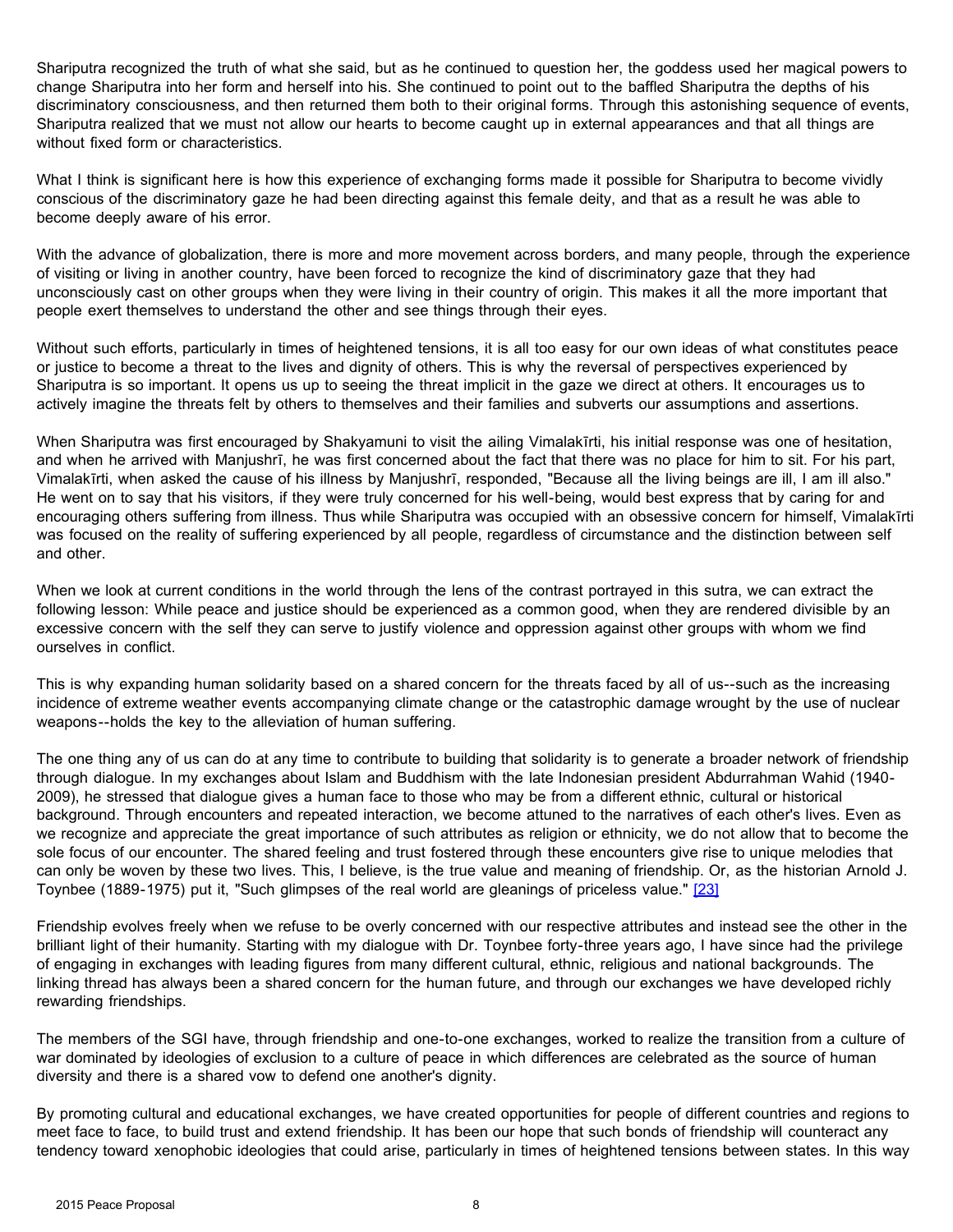Shariputra recognized the truth of what she said, but as he continued to question her, the goddess used her magical powers to change Shariputra into her form and herself into his. She continued to point out to the baffled Shariputra the depths of his discriminatory consciousness, and then returned them both to their original forms. Through this astonishing sequence of events, Shariputra realized that we must not allow our hearts to become caught up in external appearances and that all things are without fixed form or characteristics.

What I think is significant here is how this experience of exchanging forms made it possible for Shariputra to become vividly conscious of the discriminatory gaze he had been directing against this female deity, and that as a result he was able to become deeply aware of his error.

With the advance of globalization, there is more and more movement across borders, and many people, through the experience of visiting or living in another country, have been forced to recognize the kind of discriminatory gaze that they had unconsciously cast on other groups when they were living in their country of origin. This makes it all the more important that people exert themselves to understand the other and see things through their eyes.

Without such efforts, particularly in times of heightened tensions, it is all too easy for our own ideas of what constitutes peace or justice to become a threat to the lives and dignity of others. This is why the reversal of perspectives experienced by Shariputra is so important. It opens us up to seeing the threat implicit in the gaze we direct at others. It encourages us to actively imagine the threats felt by others to themselves and their families and subverts our assumptions and assertions.

When Shariputra was first encouraged by Shakyamuni to visit the ailing Vimalakīrti, his initial response was one of hesitation, and when he arrived with Manjushrī, he was first concerned about the fact that there was no place for him to sit. For his part, Vimalakīrti, when asked the cause of his illness by Manjushrī, responded, "Because all the living beings are ill, I am ill also." He went on to say that his visitors, if they were truly concerned for his well-being, would best express that by caring for and encouraging others suffering from illness. Thus while Shariputra was occupied with an obsessive concern for himself, Vimalakīrti was focused on the reality of suffering experienced by all people, regardless of circumstance and the distinction between self and other.

When we look at current conditions in the world through the lens of the contrast portrayed in this sutra, we can extract the following lesson: While peace and justice should be experienced as a common good, when they are rendered divisible by an excessive concern with the self they can serve to justify violence and oppression against other groups with whom we find ourselves in conflict.

This is why expanding human solidarity based on a shared concern for the threats faced by all of us--such as the increasing incidence of extreme weather events accompanying climate change or the catastrophic damage wrought by the use of nuclear weapons--holds the key to the alleviation of human suffering.

The one thing any of us can do at any time to contribute to building that solidarity is to generate a broader network of friendship through dialogue. In my exchanges about Islam and Buddhism with the late Indonesian president Abdurrahman Wahid (1940-2009), he stressed that dialogue gives a human face to those who may be from a different ethnic, cultural or historical background. Through encounters and repeated interaction, we become attuned to the narratives of each other's lives. Even as we recognize and appreciate the great importance of such attributes as religion or ethnicity, we do not allow that to become the sole focus of our encounter. The shared feeling and trust fostered through these encounters give rise to unique melodies that can only be woven by these two lives. This, I believe, is the true value and meaning of friendship. Or, as the historian Arnold J. Toynbee (1889-1975) put it, "Such glimpses of the real world are gleanings of priceless value." [23]

Friendship evolves freely when we refuse to be overly concerned with our respective attributes and instead see the other in the brilliant light of their humanity. Starting with my dialogue with Dr. Toynbee forty-three years ago, I have since had the privilege of engaging in exchanges with leading figures from many different cultural, ethnic, religious and national backgrounds. The linking thread has always been a shared concern for the human future, and through our exchanges we have developed richly rewarding friendships.

The members of the SGI have, through friendship and one-to-one exchanges, worked to realize the transition from a culture of war dominated by ideologies of exclusion to a culture of peace in which differences are celebrated as the source of human diversity and there is a shared vow to defend one another's dignity.

By promoting cultural and educational exchanges, we have created opportunities for people of different countries and regions to meet face to face, to build trust and extend friendship. It has been our hope that such bonds of friendship will counteract any tendency toward xenophobic ideologies that could arise, particularly in times of heightened tensions between states. In this way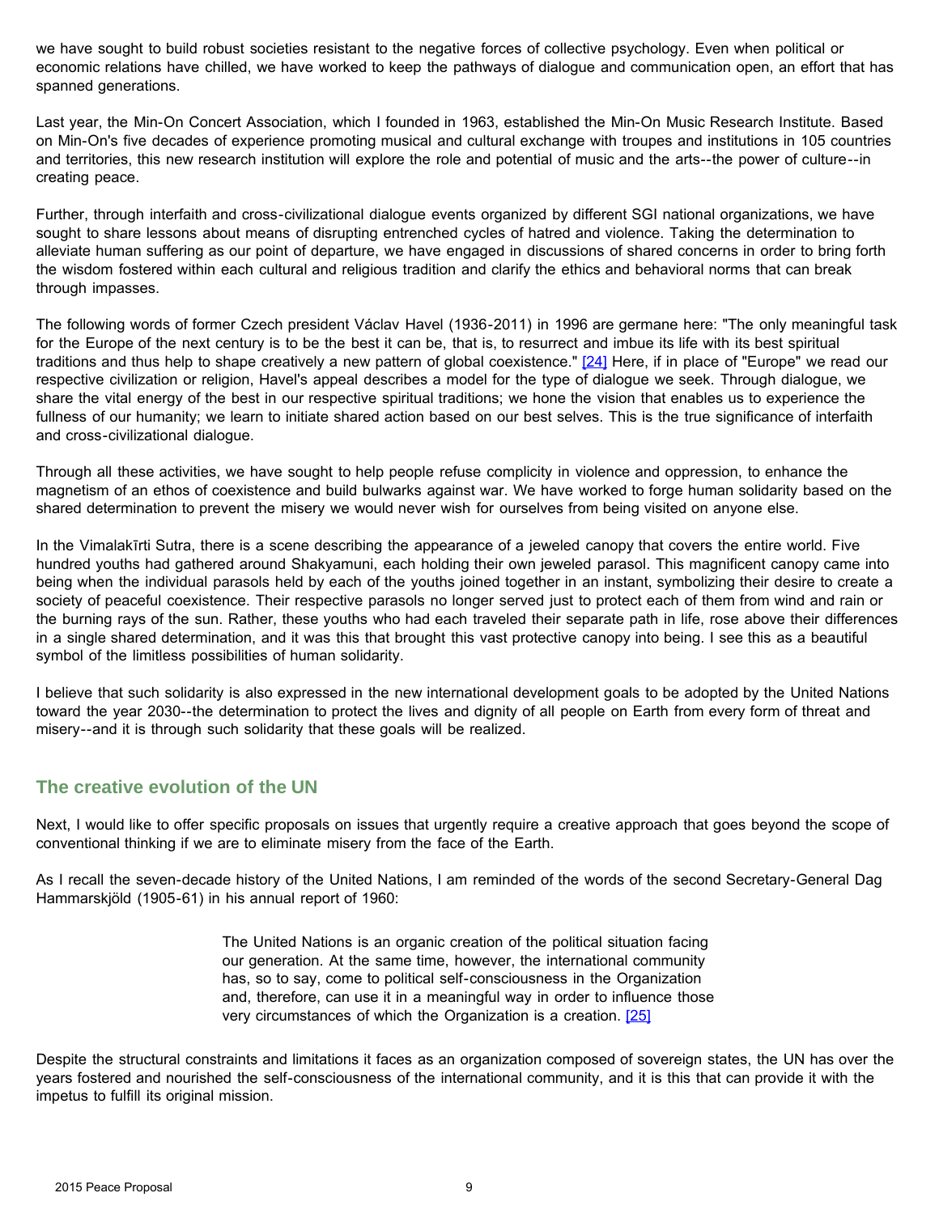we have sought to build robust societies resistant to the negative forces of collective psychology. Even when political or economic relations have chilled, we have worked to keep the pathways of dialogue and communication open, an effort that has spanned generations.

Last year, the Min-On Concert Association, which I founded in 1963, established the Min-On Music Research Institute. Based on Min-On's five decades of experience promoting musical and cultural exchange with troupes and institutions in 105 countries and territories, this new research institution will explore the role and potential of music and the arts--the power of culture--in creating peace.

Further, through interfaith and cross-civilizational dialogue events organized by different SGI national organizations, we have sought to share lessons about means of disrupting entrenched cycles of hatred and violence. Taking the determination to alleviate human suffering as our point of departure, we have engaged in discussions of shared concerns in order to bring forth the wisdom fostered within each cultural and religious tradition and clarify the ethics and behavioral norms that can break through impasses.

The following words of former Czech president Václav Havel (1936-2011) in 1996 are germane here: "The only meaningful task for the Europe of the next century is to be the best it can be, that is, to resurrect and imbue its life with its best spiritual traditions and thus help to shape creatively a new pattern of global coexistence." [24] Here, if in place of "Europe" we read our respective civilization or religion, Havel's appeal describes a model for the type of dialogue we seek. Through dialogue, we share the vital energy of the best in our respective spiritual traditions; we hone the vision that enables us to experience the fullness of our humanity; we learn to initiate shared action based on our best selves. This is the true significance of interfaith and cross-civilizational dialogue.

Through all these activities, we have sought to help people refuse complicity in violence and oppression, to enhance the magnetism of an ethos of coexistence and build bulwarks against war. We have worked to forge human solidarity based on the shared determination to prevent the misery we would never wish for ourselves from being visited on anyone else.

In the Vimalakīrti Sutra, there is a scene describing the appearance of a jeweled canopy that covers the entire world. Five hundred youths had gathered around Shakyamuni, each holding their own jeweled parasol. This magnificent canopy came into being when the individual parasols held by each of the youths joined together in an instant, symbolizing their desire to create a society of peaceful coexistence. Their respective parasols no longer served just to protect each of them from wind and rain or the burning rays of the sun. Rather, these youths who had each traveled their separate path in life, rose above their differences in a single shared determination, and it was this that brought this vast protective canopy into being. I see this as a beautiful symbol of the limitless possibilities of human solidarity.

I believe that such solidarity is also expressed in the new international development goals to be adopted by the United Nations toward the year 2030--the determination to protect the lives and dignity of all people on Earth from every form of threat and misery--and it is through such solidarity that these goals will be realized.

## The creative evolution of the UN

Next, I would like to offer specific proposals on issues that urgently require a creative approach that goes beyond the scope of conventional thinking if we are to eliminate misery from the face of the Earth.

As I recall the seven-decade history of the United Nations, I am reminded of the words of the second Secretary-General Dag Hammarskjöld (1905-61) in his annual report of 1960:

> The United Nations is an organic creation of the political situation facing our generation. At the same time, however, the international community has, so to say, come to political self-consciousness in the Organization and, therefore, can use it in a meaningful way in order to influence those very circumstances of which the Organization is a creation. [25]

Despite the structural constraints and limitations it faces as an organization composed of sovereign states, the UN has over the years fostered and nourished the self-consciousness of the international community, and it is this that can provide it with the impetus to fulfill its original mission.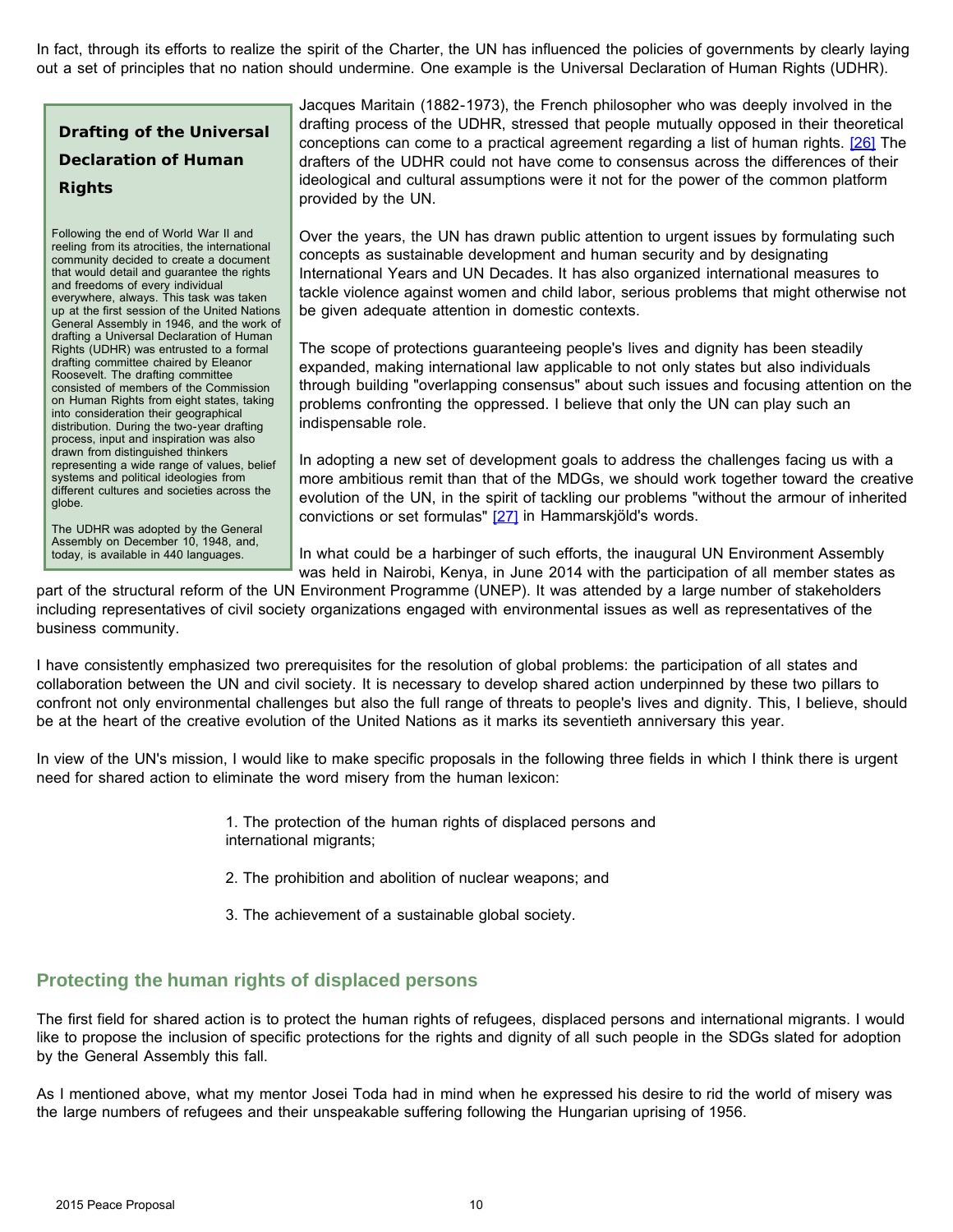In fact, through its efforts to realize the spirit of the Charter, the UN has influenced the policies of governments by clearly laying out a set of principles that no nation should undermine. One example is the Universal Declaration of Human Rights (UDHR).

> **Drafting of the Universal Declaration of Human Rights**
>
> Following the end of World War II and reeling from its atrocities, the international community decided to create a document that would detail and guarantee the rights and freedoms of every individual everywhere, always. This task was taken up at the first session of the United Nations General Assembly in 1946, and the work of drafting a Universal Declaration of Human Rights (UDHR) was entrusted to a formal drafting committee chaired by Eleanor Roosevelt. The drafting committee consisted of members of the Commission on Human Rights from eight states, taking into consideration their geographical distribution. During the two-year drafting process, input and inspiration was also drawn from distinguished thinkers representing a wide range of values, belief systems and political ideologies from different cultures and societies across the globe.
>
> The UDHR was adopted by the General Assembly on December 10, 1948, and, today, is available in 440 languages.

Jacques Maritain (1882-1973), the French philosopher who was deeply involved in the drafting process of the UDHR, stressed that people mutually opposed in their theoretical conceptions can come to a practical agreement regarding a list of human rights. [26] The drafters of the UDHR could not have come to consensus across the differences of their ideological and cultural assumptions were it not for the power of the common platform provided by the UN.

Over the years, the UN has drawn public attention to urgent issues by formulating such concepts as sustainable development and human security and by designating International Years and UN Decades. It has also organized international measures to tackle violence against women and child labor, serious problems that might otherwise not be given adequate attention in domestic contexts.

The scope of protections guaranteeing people's lives and dignity has been steadily expanded, making international law applicable to not only states but also individuals through building "overlapping consensus" about such issues and focusing attention on the problems confronting the oppressed. I believe that only the UN can play such an indispensable role.

In adopting a new set of development goals to address the challenges facing us with a more ambitious remit than that of the MDGs, we should work together toward the creative evolution of the UN, in the spirit of tackling our problems "without the armour of inherited convictions or set formulas" [27] in Hammarskjöld's words.

In what could be a harbinger of such efforts, the inaugural UN Environment Assembly was held in Nairobi, Kenya, in June 2014 with the participation of all member states as part of the structural reform of the UN Environment Programme (UNEP). It was attended by a large number of stakeholders including representatives of civil society organizations engaged with environmental issues as well as representatives of the business community.

I have consistently emphasized two prerequisites for the resolution of global problems: the participation of all states and collaboration between the UN and civil society. It is necessary to develop shared action underpinned by these two pillars to confront not only environmental challenges but also the full range of threats to people's lives and dignity. This, I believe, should be at the heart of the creative evolution of the United Nations as it marks its seventieth anniversary this year.

In view of the UN's mission, I would like to make specific proposals in the following three fields in which I think there is urgent need for shared action to eliminate the word misery from the human lexicon:

1. The protection of the human rights of displaced persons and international migrants;

2. The prohibition and abolition of nuclear weapons; and

3. The achievement of a sustainable global society.

## Protecting the human rights of displaced persons

The first field for shared action is to protect the human rights of refugees, displaced persons and international migrants. I would like to propose the inclusion of specific protections for the rights and dignity of all such people in the SDGs slated for adoption by the General Assembly this fall.

As I mentioned above, what my mentor Josei Toda had in mind when he expressed his desire to rid the world of misery was the large numbers of refugees and their unspeakable suffering following the Hungarian uprising of 1956.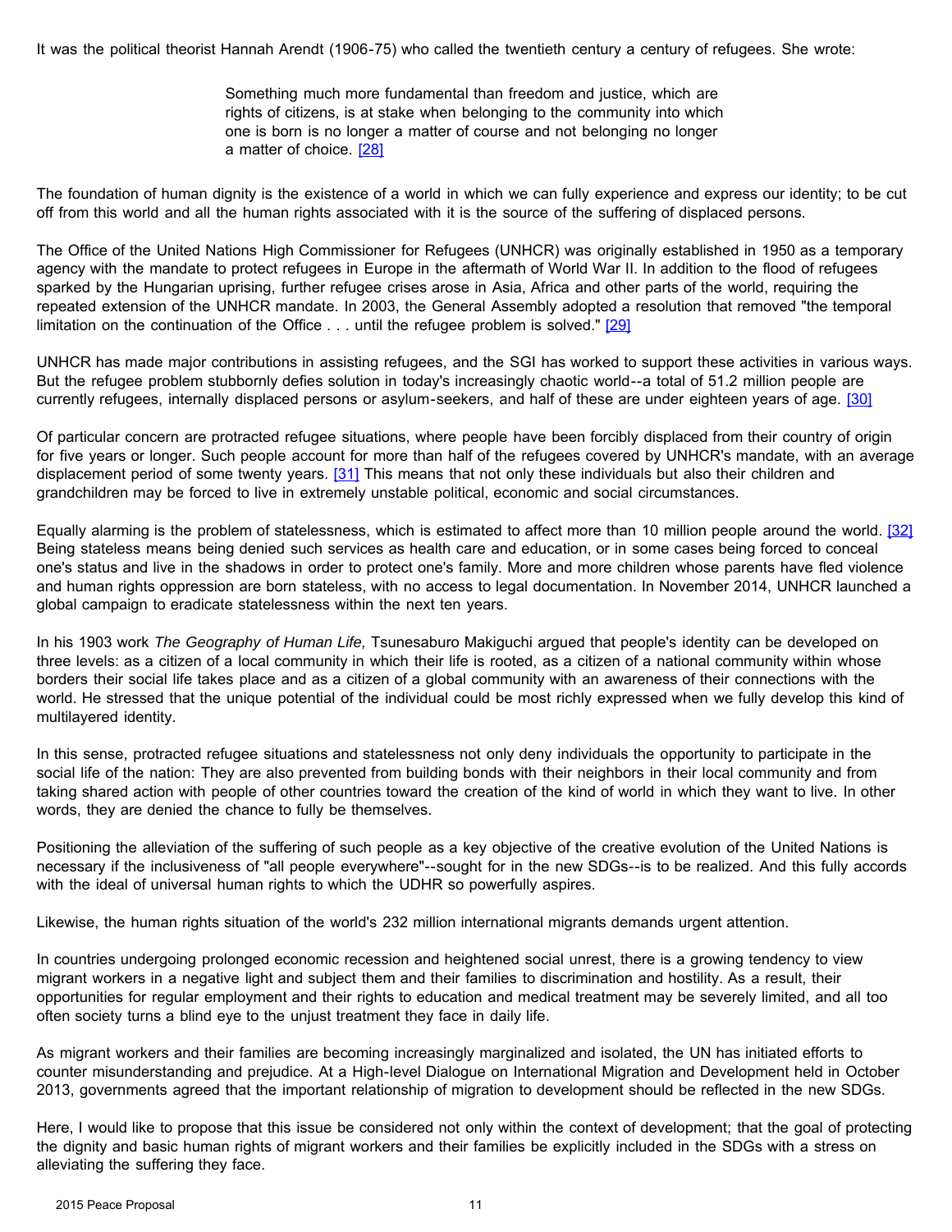It was the political theorist Hannah Arendt (1906-75) who called the twentieth century a century of refugees. She wrote:

> Something much more fundamental than freedom and justice, which are rights of citizens, is at stake when belonging to the community into which one is born is no longer a matter of course and not belonging no longer a matter of choice. [28]

The foundation of human dignity is the existence of a world in which we can fully experience and express our identity; to be cut off from this world and all the human rights associated with it is the source of the suffering of displaced persons.

The Office of the United Nations High Commissioner for Refugees (UNHCR) was originally established in 1950 as a temporary agency with the mandate to protect refugees in Europe in the aftermath of World War II. In addition to the flood of refugees sparked by the Hungarian uprising, further refugee crises arose in Asia, Africa and other parts of the world, requiring the repeated extension of the UNHCR mandate. In 2003, the General Assembly adopted a resolution that removed "the temporal limitation on the continuation of the Office . . . until the refugee problem is solved." [29]

UNHCR has made major contributions in assisting refugees, and the SGI has worked to support these activities in various ways. But the refugee problem stubbornly defies solution in today's increasingly chaotic world--a total of 51.2 million people are currently refugees, internally displaced persons or asylum-seekers, and half of these are under eighteen years of age. [30]

Of particular concern are protracted refugee situations, where people have been forcibly displaced from their country of origin for five years or longer. Such people account for more than half of the refugees covered by UNHCR's mandate, with an average displacement period of some twenty years. [31] This means that not only these individuals but also their children and grandchildren may be forced to live in extremely unstable political, economic and social circumstances.

Equally alarming is the problem of statelessness, which is estimated to affect more than 10 million people around the world. [32] Being stateless means being denied such services as health care and education, or in some cases being forced to conceal one's status and live in the shadows in order to protect one's family. More and more children whose parents have fled violence and human rights oppression are born stateless, with no access to legal documentation. In November 2014, UNHCR launched a global campaign to eradicate statelessness within the next ten years.

In his 1903 work *The Geography of Human Life,* Tsunesaburo Makiguchi argued that people's identity can be developed on three levels: as a citizen of a local community in which their life is rooted, as a citizen of a national community within whose borders their social life takes place and as a citizen of a global community with an awareness of their connections with the world. He stressed that the unique potential of the individual could be most richly expressed when we fully develop this kind of multilayered identity.

In this sense, protracted refugee situations and statelessness not only deny individuals the opportunity to participate in the social life of the nation: They are also prevented from building bonds with their neighbors in their local community and from taking shared action with people of other countries toward the creation of the kind of world in which they want to live. In other words, they are denied the chance to fully be themselves.

Positioning the alleviation of the suffering of such people as a key objective of the creative evolution of the United Nations is necessary if the inclusiveness of "all people everywhere"--sought for in the new SDGs--is to be realized. And this fully accords with the ideal of universal human rights to which the UDHR so powerfully aspires.

Likewise, the human rights situation of the world's 232 million international migrants demands urgent attention.

In countries undergoing prolonged economic recession and heightened social unrest, there is a growing tendency to view migrant workers in a negative light and subject them and their families to discrimination and hostility. As a result, their opportunities for regular employment and their rights to education and medical treatment may be severely limited, and all too often society turns a blind eye to the unjust treatment they face in daily life.

As migrant workers and their families are becoming increasingly marginalized and isolated, the UN has initiated efforts to counter misunderstanding and prejudice. At a High-level Dialogue on International Migration and Development held in October 2013, governments agreed that the important relationship of migration to development should be reflected in the new SDGs.

Here, I would like to propose that this issue be considered not only within the context of development; that the goal of protecting the dignity and basic human rights of migrant workers and their families be explicitly included in the SDGs with a stress on alleviating the suffering they face.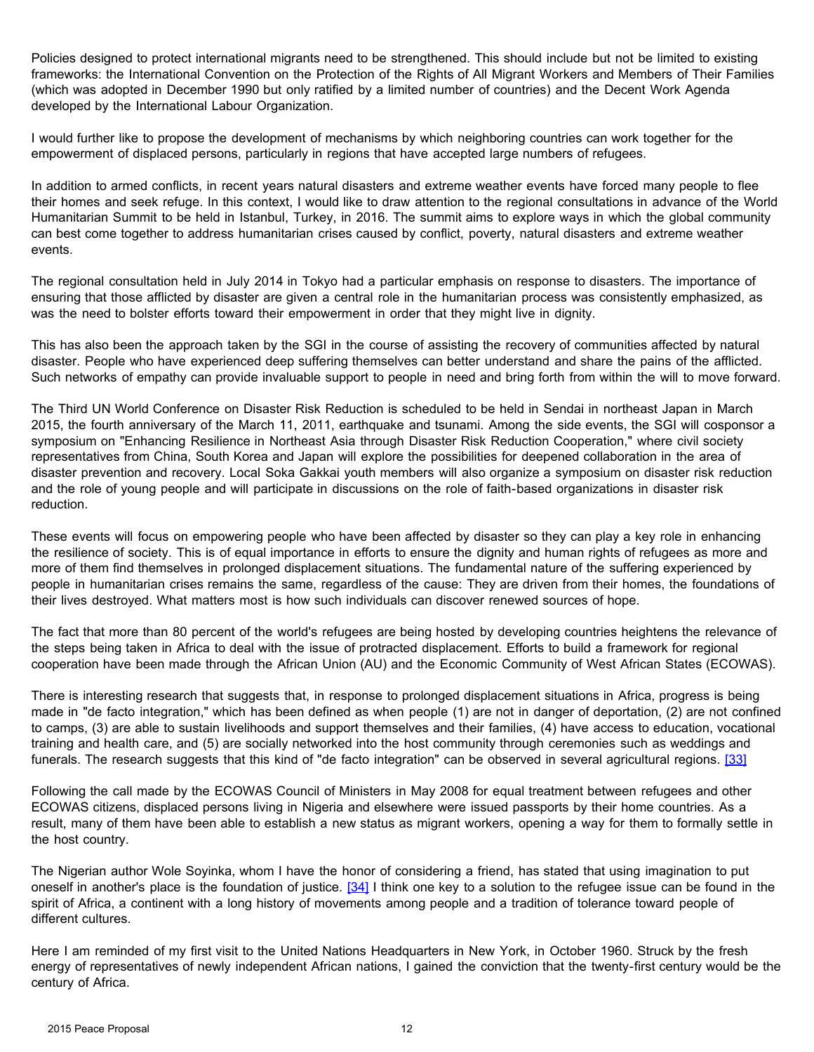Policies designed to protect international migrants need to be strengthened. This should include but not be limited to existing frameworks: the International Convention on the Protection of the Rights of All Migrant Workers and Members of Their Families (which was adopted in December 1990 but only ratified by a limited number of countries) and the Decent Work Agenda developed by the International Labour Organization.

I would further like to propose the development of mechanisms by which neighboring countries can work together for the empowerment of displaced persons, particularly in regions that have accepted large numbers of refugees.

In addition to armed conflicts, in recent years natural disasters and extreme weather events have forced many people to flee their homes and seek refuge. In this context, I would like to draw attention to the regional consultations in advance of the World Humanitarian Summit to be held in Istanbul, Turkey, in 2016. The summit aims to explore ways in which the global community can best come together to address humanitarian crises caused by conflict, poverty, natural disasters and extreme weather events.

The regional consultation held in July 2014 in Tokyo had a particular emphasis on response to disasters. The importance of ensuring that those afflicted by disaster are given a central role in the humanitarian process was consistently emphasized, as was the need to bolster efforts toward their empowerment in order that they might live in dignity.

This has also been the approach taken by the SGI in the course of assisting the recovery of communities affected by natural disaster. People who have experienced deep suffering themselves can better understand and share the pains of the afflicted. Such networks of empathy can provide invaluable support to people in need and bring forth from within the will to move forward.

The Third UN World Conference on Disaster Risk Reduction is scheduled to be held in Sendai in northeast Japan in March 2015, the fourth anniversary of the March 11, 2011, earthquake and tsunami. Among the side events, the SGI will cosponsor a symposium on "Enhancing Resilience in Northeast Asia through Disaster Risk Reduction Cooperation," where civil society representatives from China, South Korea and Japan will explore the possibilities for deepened collaboration in the area of disaster prevention and recovery. Local Soka Gakkai youth members will also organize a symposium on disaster risk reduction and the role of young people and will participate in discussions on the role of faith-based organizations in disaster risk reduction.

These events will focus on empowering people who have been affected by disaster so they can play a key role in enhancing the resilience of society. This is of equal importance in efforts to ensure the dignity and human rights of refugees as more and more of them find themselves in prolonged displacement situations. The fundamental nature of the suffering experienced by people in humanitarian crises remains the same, regardless of the cause: They are driven from their homes, the foundations of their lives destroyed. What matters most is how such individuals can discover renewed sources of hope.

The fact that more than 80 percent of the world's refugees are being hosted by developing countries heightens the relevance of the steps being taken in Africa to deal with the issue of protracted displacement. Efforts to build a framework for regional cooperation have been made through the African Union (AU) and the Economic Community of West African States (ECOWAS).

There is interesting research that suggests that, in response to prolonged displacement situations in Africa, progress is being made in "de facto integration," which has been defined as when people (1) are not in danger of deportation, (2) are not confined to camps, (3) are able to sustain livelihoods and support themselves and their families, (4) have access to education, vocational training and health care, and (5) are socially networked into the host community through ceremonies such as weddings and funerals. The research suggests that this kind of "de facto integration" can be observed in several agricultural regions. [33]

Following the call made by the ECOWAS Council of Ministers in May 2008 for equal treatment between refugees and other ECOWAS citizens, displaced persons living in Nigeria and elsewhere were issued passports by their home countries. As a result, many of them have been able to establish a new status as migrant workers, opening a way for them to formally settle in the host country.

The Nigerian author Wole Soyinka, whom I have the honor of considering a friend, has stated that using imagination to put oneself in another's place is the foundation of justice. [34] I think one key to a solution to the refugee issue can be found in the spirit of Africa, a continent with a long history of movements among people and a tradition of tolerance toward people of different cultures.

Here I am reminded of my first visit to the United Nations Headquarters in New York, in October 1960. Struck by the fresh energy of representatives of newly independent African nations, I gained the conviction that the twenty-first century would be the century of Africa.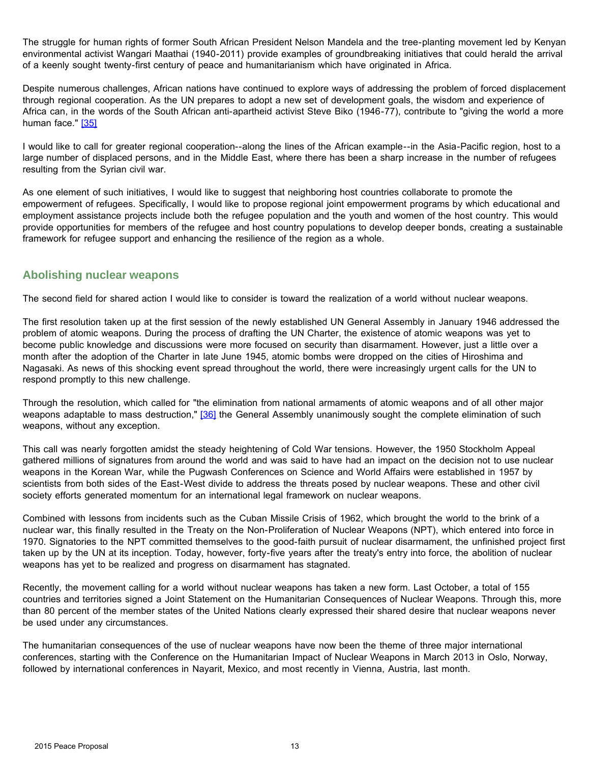The struggle for human rights of former South African President Nelson Mandela and the tree-planting movement led by Kenyan environmental activist Wangari Maathai (1940-2011) provide examples of groundbreaking initiatives that could herald the arrival of a keenly sought twenty-first century of peace and humanitarianism which have originated in Africa.

Despite numerous challenges, African nations have continued to explore ways of addressing the problem of forced displacement through regional cooperation. As the UN prepares to adopt a new set of development goals, the wisdom and experience of Africa can, in the words of the South African anti-apartheid activist Steve Biko (1946-77), contribute to "giving the world a more human face." [35]

I would like to call for greater regional cooperation--along the lines of the African example--in the Asia-Pacific region, host to a large number of displaced persons, and in the Middle East, where there has been a sharp increase in the number of refugees resulting from the Syrian civil war.

As one element of such initiatives, I would like to suggest that neighboring host countries collaborate to promote the empowerment of refugees. Specifically, I would like to propose regional joint empowerment programs by which educational and employment assistance projects include both the refugee population and the youth and women of the host country. This would provide opportunities for members of the refugee and host country populations to develop deeper bonds, creating a sustainable framework for refugee support and enhancing the resilience of the region as a whole.

## Abolishing nuclear weapons

The second field for shared action I would like to consider is toward the realization of a world without nuclear weapons.

The first resolution taken up at the first session of the newly established UN General Assembly in January 1946 addressed the problem of atomic weapons. During the process of drafting the UN Charter, the existence of atomic weapons was yet to become public knowledge and discussions were more focused on security than disarmament. However, just a little over a month after the adoption of the Charter in late June 1945, atomic bombs were dropped on the cities of Hiroshima and Nagasaki. As news of this shocking event spread throughout the world, there were increasingly urgent calls for the UN to respond promptly to this new challenge.

Through the resolution, which called for "the elimination from national armaments of atomic weapons and of all other major weapons adaptable to mass destruction," [36] the General Assembly unanimously sought the complete elimination of such weapons, without any exception.

This call was nearly forgotten amidst the steady heightening of Cold War tensions. However, the 1950 Stockholm Appeal gathered millions of signatures from around the world and was said to have had an impact on the decision not to use nuclear weapons in the Korean War, while the Pugwash Conferences on Science and World Affairs were established in 1957 by scientists from both sides of the East-West divide to address the threats posed by nuclear weapons. These and other civil society efforts generated momentum for an international legal framework on nuclear weapons.

Combined with lessons from incidents such as the Cuban Missile Crisis of 1962, which brought the world to the brink of a nuclear war, this finally resulted in the Treaty on the Non-Proliferation of Nuclear Weapons (NPT), which entered into force in 1970. Signatories to the NPT committed themselves to the good-faith pursuit of nuclear disarmament, the unfinished project first taken up by the UN at its inception. Today, however, forty-five years after the treaty's entry into force, the abolition of nuclear weapons has yet to be realized and progress on disarmament has stagnated.

Recently, the movement calling for a world without nuclear weapons has taken a new form. Last October, a total of 155 countries and territories signed a Joint Statement on the Humanitarian Consequences of Nuclear Weapons. Through this, more than 80 percent of the member states of the United Nations clearly expressed their shared desire that nuclear weapons never be used under any circumstances.

The humanitarian consequences of the use of nuclear weapons have now been the theme of three major international conferences, starting with the Conference on the Humanitarian Impact of Nuclear Weapons in March 2013 in Oslo, Norway, followed by international conferences in Nayarit, Mexico, and most recently in Vienna, Austria, last month.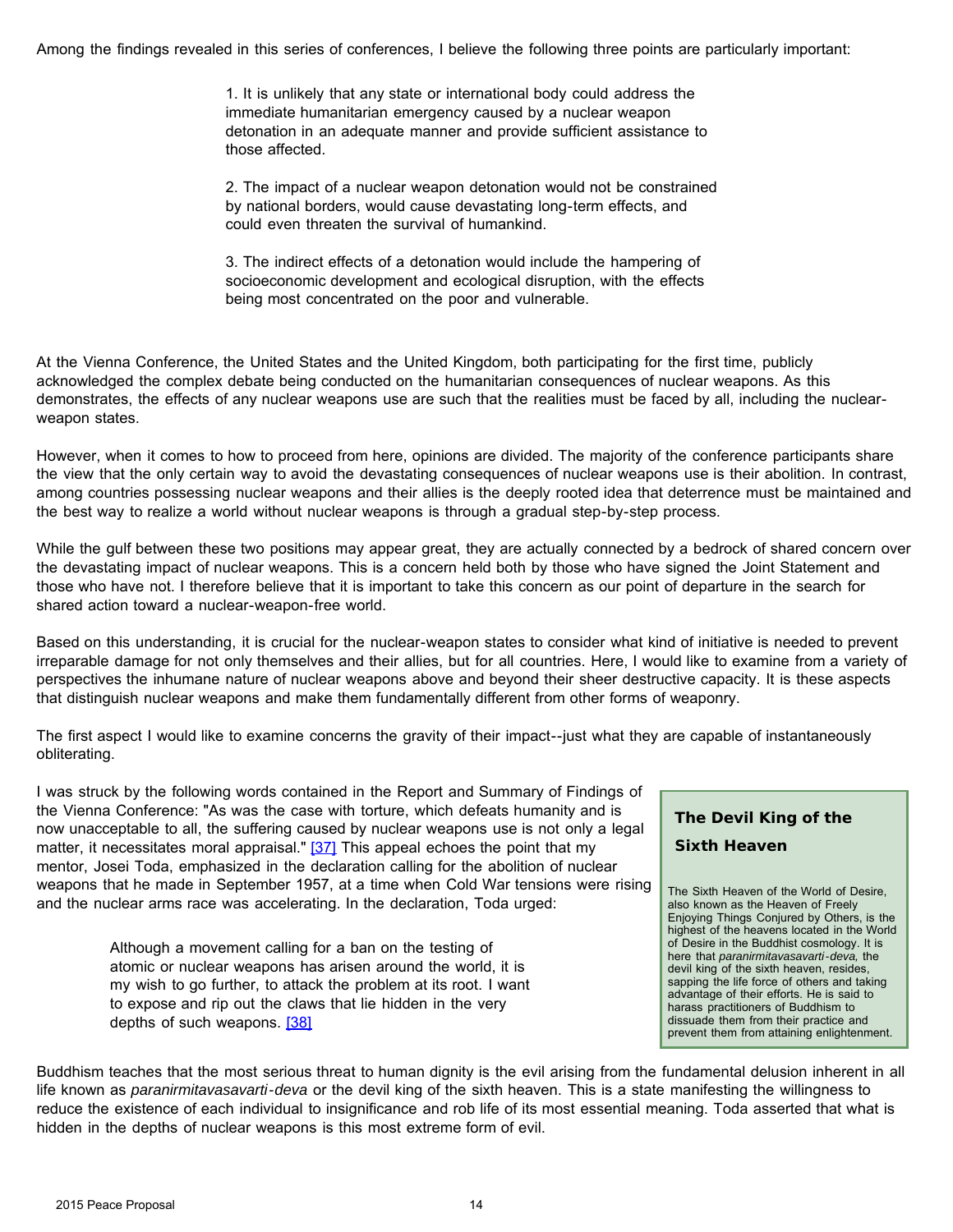Among the findings revealed in this series of conferences, I believe the following three points are particularly important:

> 1. It is unlikely that any state or international body could address the immediate humanitarian emergency caused by a nuclear weapon detonation in an adequate manner and provide sufficient assistance to those affected.
>
> 2. The impact of a nuclear weapon detonation would not be constrained by national borders, would cause devastating long-term effects, and could even threaten the survival of humankind.
>
> 3. The indirect effects of a detonation would include the hampering of socioeconomic development and ecological disruption, with the effects being most concentrated on the poor and vulnerable.

At the Vienna Conference, the United States and the United Kingdom, both participating for the first time, publicly acknowledged the complex debate being conducted on the humanitarian consequences of nuclear weapons. As this demonstrates, the effects of any nuclear weapons use are such that the realities must be faced by all, including the nuclear-weapon states.

However, when it comes to how to proceed from here, opinions are divided. The majority of the conference participants share the view that the only certain way to avoid the devastating consequences of nuclear weapons use is their abolition. In contrast, among countries possessing nuclear weapons and their allies is the deeply rooted idea that deterrence must be maintained and the best way to realize a world without nuclear weapons is through a gradual step-by-step process.

While the gulf between these two positions may appear great, they are actually connected by a bedrock of shared concern over the devastating impact of nuclear weapons. This is a concern held both by those who have signed the Joint Statement and those who have not. I therefore believe that it is important to take this concern as our point of departure in the search for shared action toward a nuclear-weapon-free world.

Based on this understanding, it is crucial for the nuclear-weapon states to consider what kind of initiative is needed to prevent irreparable damage for not only themselves and their allies, but for all countries. Here, I would like to examine from a variety of perspectives the inhumane nature of nuclear weapons above and beyond their sheer destructive capacity. It is these aspects that distinguish nuclear weapons and make them fundamentally different from other forms of weaponry.

The first aspect I would like to examine concerns the gravity of their impact--just what they are capable of instantaneously obliterating.

I was struck by the following words contained in the Report and Summary of Findings of the Vienna Conference: "As was the case with torture, which defeats humanity and is now unacceptable to all, the suffering caused by nuclear weapons use is not only a legal matter, it necessitates moral appraisal." [37] This appeal echoes the point that my mentor, Josei Toda, emphasized in the declaration calling for the abolition of nuclear weapons that he made in September 1957, at a time when Cold War tensions were rising and the nuclear arms race was accelerating. In the declaration, Toda urged:

> Although a movement calling for a ban on the testing of atomic or nuclear weapons has arisen around the world, it is my wish to go further, to attack the problem at its root. I want to expose and rip out the claws that lie hidden in the very depths of such weapons. [38]

Buddhism teaches that the most serious threat to human dignity is the evil arising from the fundamental delusion inherent in all life known as *paranirmitavasavarti-deva* or the devil king of the sixth heaven. This is a state manifesting the willingness to reduce the existence of each individual to insignificance and rob life of its most essential meaning. Toda asserted that what is hidden in the depths of nuclear weapons is this most extreme form of evil.

**The Devil King of the Sixth Heaven**

The Sixth Heaven of the World of Desire, also known as the Heaven of Freely Enjoying Things Conjured by Others, is the highest of the heavens located in the World of Desire in the Buddhist cosmology. It is here that *paranirmitavasavarti-deva,* the devil king of the sixth heaven, resides, sapping the life force of others and taking advantage of their efforts. He is said to harass practitioners of Buddhism to dissuade them from their practice and prevent them from attaining enlightenment.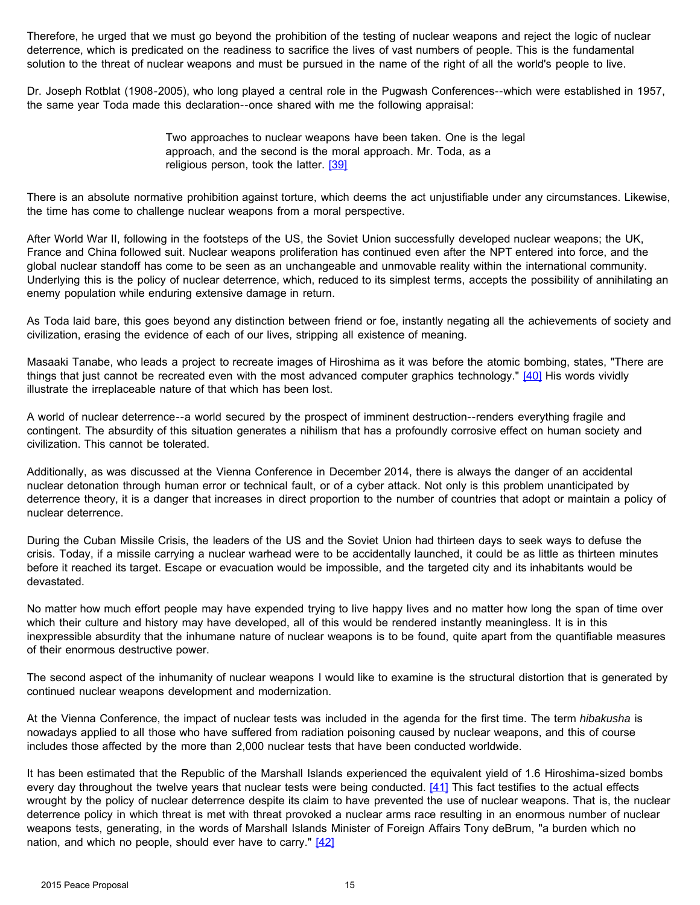Therefore, he urged that we must go beyond the prohibition of the testing of nuclear weapons and reject the logic of nuclear deterrence, which is predicated on the readiness to sacrifice the lives of vast numbers of people. This is the fundamental solution to the threat of nuclear weapons and must be pursued in the name of the right of all the world's people to live.

Dr. Joseph Rotblat (1908-2005), who long played a central role in the Pugwash Conferences--which were established in 1957, the same year Toda made this declaration--once shared with me the following appraisal:

> Two approaches to nuclear weapons have been taken. One is the legal approach, and the second is the moral approach. Mr. Toda, as a religious person, took the latter. [39]

There is an absolute normative prohibition against torture, which deems the act unjustifiable under any circumstances. Likewise, the time has come to challenge nuclear weapons from a moral perspective.

After World War II, following in the footsteps of the US, the Soviet Union successfully developed nuclear weapons; the UK, France and China followed suit. Nuclear weapons proliferation has continued even after the NPT entered into force, and the global nuclear standoff has come to be seen as an unchangeable and unmovable reality within the international community. Underlying this is the policy of nuclear deterrence, which, reduced to its simplest terms, accepts the possibility of annihilating an enemy population while enduring extensive damage in return.

As Toda laid bare, this goes beyond any distinction between friend or foe, instantly negating all the achievements of society and civilization, erasing the evidence of each of our lives, stripping all existence of meaning.

Masaaki Tanabe, who leads a project to recreate images of Hiroshima as it was before the atomic bombing, states, "There are things that just cannot be recreated even with the most advanced computer graphics technology." [40] His words vividly illustrate the irreplaceable nature of that which has been lost.

A world of nuclear deterrence--a world secured by the prospect of imminent destruction--renders everything fragile and contingent. The absurdity of this situation generates a nihilism that has a profoundly corrosive effect on human society and civilization. This cannot be tolerated.

Additionally, as was discussed at the Vienna Conference in December 2014, there is always the danger of an accidental nuclear detonation through human error or technical fault, or of a cyber attack. Not only is this problem unanticipated by deterrence theory, it is a danger that increases in direct proportion to the number of countries that adopt or maintain a policy of nuclear deterrence.

During the Cuban Missile Crisis, the leaders of the US and the Soviet Union had thirteen days to seek ways to defuse the crisis. Today, if a missile carrying a nuclear warhead were to be accidentally launched, it could be as little as thirteen minutes before it reached its target. Escape or evacuation would be impossible, and the targeted city and its inhabitants would be devastated.

No matter how much effort people may have expended trying to live happy lives and no matter how long the span of time over which their culture and history may have developed, all of this would be rendered instantly meaningless. It is in this inexpressible absurdity that the inhumane nature of nuclear weapons is to be found, quite apart from the quantifiable measures of their enormous destructive power.

The second aspect of the inhumanity of nuclear weapons I would like to examine is the structural distortion that is generated by continued nuclear weapons development and modernization.

At the Vienna Conference, the impact of nuclear tests was included in the agenda for the first time. The term *hibakusha* is nowadays applied to all those who have suffered from radiation poisoning caused by nuclear weapons, and this of course includes those affected by the more than 2,000 nuclear tests that have been conducted worldwide.

It has been estimated that the Republic of the Marshall Islands experienced the equivalent yield of 1.6 Hiroshima-sized bombs every day throughout the twelve years that nuclear tests were being conducted. [41] This fact testifies to the actual effects wrought by the policy of nuclear deterrence despite its claim to have prevented the use of nuclear weapons. That is, the nuclear deterrence policy in which threat is met with threat provoked a nuclear arms race resulting in an enormous number of nuclear weapons tests, generating, in the words of Marshall Islands Minister of Foreign Affairs Tony deBrum, "a burden which no nation, and which no people, should ever have to carry." [42]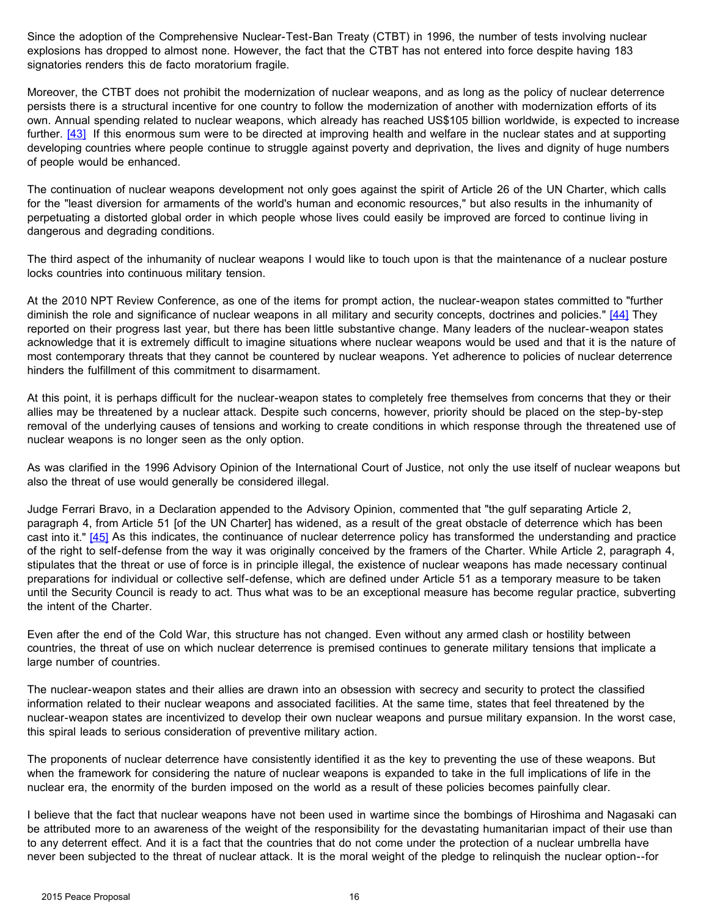Since the adoption of the Comprehensive Nuclear-Test-Ban Treaty (CTBT) in 1996, the number of tests involving nuclear explosions has dropped to almost none. However, the fact that the CTBT has not entered into force despite having 183 signatories renders this de facto moratorium fragile.

Moreover, the CTBT does not prohibit the modernization of nuclear weapons, and as long as the policy of nuclear deterrence persists there is a structural incentive for one country to follow the modernization of another with modernization efforts of its own. Annual spending related to nuclear weapons, which already has reached US$105 billion worldwide, is expected to increase further. [43] If this enormous sum were to be directed at improving health and welfare in the nuclear states and at supporting developing countries where people continue to struggle against poverty and deprivation, the lives and dignity of huge numbers of people would be enhanced.

The continuation of nuclear weapons development not only goes against the spirit of Article 26 of the UN Charter, which calls for the "least diversion for armaments of the world's human and economic resources," but also results in the inhumanity of perpetuating a distorted global order in which people whose lives could easily be improved are forced to continue living in dangerous and degrading conditions.

The third aspect of the inhumanity of nuclear weapons I would like to touch upon is that the maintenance of a nuclear posture locks countries into continuous military tension.

At the 2010 NPT Review Conference, as one of the items for prompt action, the nuclear-weapon states committed to "further diminish the role and significance of nuclear weapons in all military and security concepts, doctrines and policies." [44] They reported on their progress last year, but there has been little substantive change. Many leaders of the nuclear-weapon states acknowledge that it is extremely difficult to imagine situations where nuclear weapons would be used and that it is the nature of most contemporary threats that they cannot be countered by nuclear weapons. Yet adherence to policies of nuclear deterrence hinders the fulfillment of this commitment to disarmament.

At this point, it is perhaps difficult for the nuclear-weapon states to completely free themselves from concerns that they or their allies may be threatened by a nuclear attack. Despite such concerns, however, priority should be placed on the step-by-step removal of the underlying causes of tensions and working to create conditions in which response through the threatened use of nuclear weapons is no longer seen as the only option.

As was clarified in the 1996 Advisory Opinion of the International Court of Justice, not only the use itself of nuclear weapons but also the threat of use would generally be considered illegal.

Judge Ferrari Bravo, in a Declaration appended to the Advisory Opinion, commented that "the gulf separating Article 2, paragraph 4, from Article 51 [of the UN Charter] has widened, as a result of the great obstacle of deterrence which has been cast into it." [45] As this indicates, the continuance of nuclear deterrence policy has transformed the understanding and practice of the right to self-defense from the way it was originally conceived by the framers of the Charter. While Article 2, paragraph 4, stipulates that the threat or use of force is in principle illegal, the existence of nuclear weapons has made necessary continual preparations for individual or collective self-defense, which are defined under Article 51 as a temporary measure to be taken until the Security Council is ready to act. Thus what was to be an exceptional measure has become regular practice, subverting the intent of the Charter.

Even after the end of the Cold War, this structure has not changed. Even without any armed clash or hostility between countries, the threat of use on which nuclear deterrence is premised continues to generate military tensions that implicate a large number of countries.

The nuclear-weapon states and their allies are drawn into an obsession with secrecy and security to protect the classified information related to their nuclear weapons and associated facilities. At the same time, states that feel threatened by the nuclear-weapon states are incentivized to develop their own nuclear weapons and pursue military expansion. In the worst case, this spiral leads to serious consideration of preventive military action.

The proponents of nuclear deterrence have consistently identified it as the key to preventing the use of these weapons. But when the framework for considering the nature of nuclear weapons is expanded to take in the full implications of life in the nuclear era, the enormity of the burden imposed on the world as a result of these policies becomes painfully clear.

I believe that the fact that nuclear weapons have not been used in wartime since the bombings of Hiroshima and Nagasaki can be attributed more to an awareness of the weight of the responsibility for the devastating humanitarian impact of their use than to any deterrent effect. And it is a fact that the countries that do not come under the protection of a nuclear umbrella have never been subjected to the threat of nuclear attack. It is the moral weight of the pledge to relinquish the nuclear option--for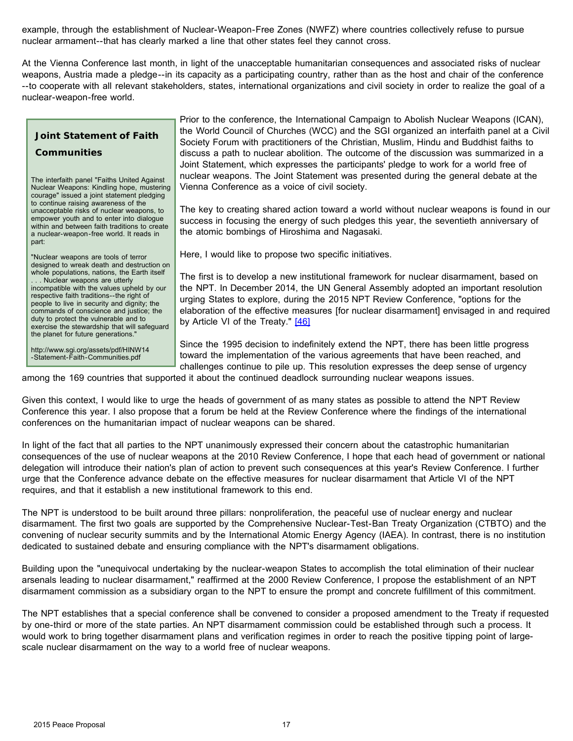example, through the establishment of Nuclear-Weapon-Free Zones (NWFZ) where countries collectively refuse to pursue nuclear armament--that has clearly marked a line that other states feel they cannot cross.

At the Vienna Conference last month, in light of the unacceptable humanitarian consequences and associated risks of nuclear weapons, Austria made a pledge--in its capacity as a participating country, rather than as the host and chair of the conference --to cooperate with all relevant stakeholders, states, international organizations and civil society in order to realize the goal of a nuclear-weapon-free world.

Prior to the conference, the International Campaign to Abolish Nuclear Weapons (ICAN), the World Council of Churches (WCC) and the SGI organized an interfaith panel at a Civil Society Forum with practitioners of the Christian, Muslim, Hindu and Buddhist faiths to discuss a path to nuclear abolition. The outcome of the discussion was summarized in a Joint Statement, which expresses the participants' pledge to work for a world free of nuclear weapons. The Joint Statement was presented during the general debate at the Vienna Conference as a voice of civil society.

> **Joint Statement of Faith Communities**
>
> The interfaith panel "Faiths United Against Nuclear Weapons: Kindling hope, mustering courage" issued a joint statement pledging to continue raising awareness of the unacceptable risks of nuclear weapons, to empower youth and to enter into dialogue within and between faith traditions to create a nuclear-weapon-free world. It reads in part:
>
> "Nuclear weapons are tools of terror designed to wreak death and destruction on whole populations, nations, the Earth itself . . . Nuclear weapons are utterly incompatible with the values upheld by our respective faith traditions--the right of people to live in security and dignity; the commands of conscience and justice; the duty to protect the vulnerable and to exercise the stewardship that will safeguard the planet for future generations."
>
> http://www.sgi.org/assets/pdf/HINW14-Statement-Faith-Communities.pdf

The key to creating shared action toward a world without nuclear weapons is found in our success in focusing the energy of such pledges this year, the seventieth anniversary of the atomic bombings of Hiroshima and Nagasaki.

Here, I would like to propose two specific initiatives.

The first is to develop a new institutional framework for nuclear disarmament, based on the NPT. In December 2014, the UN General Assembly adopted an important resolution urging States to explore, during the 2015 NPT Review Conference, "options for the elaboration of the effective measures [for nuclear disarmament] envisaged in and required by Article VI of the Treaty." [46]

Since the 1995 decision to indefinitely extend the NPT, there has been little progress toward the implementation of the various agreements that have been reached, and challenges continue to pile up. This resolution expresses the deep sense of urgency among the 169 countries that supported it about the continued deadlock surrounding nuclear weapons issues.

Given this context, I would like to urge the heads of government of as many states as possible to attend the NPT Review Conference this year. I also propose that a forum be held at the Review Conference where the findings of the international conferences on the humanitarian impact of nuclear weapons can be shared.

In light of the fact that all parties to the NPT unanimously expressed their concern about the catastrophic humanitarian consequences of the use of nuclear weapons at the 2010 Review Conference, I hope that each head of government or national delegation will introduce their nation's plan of action to prevent such consequences at this year's Review Conference. I further urge that the Conference advance debate on the effective measures for nuclear disarmament that Article VI of the NPT requires, and that it establish a new institutional framework to this end.

The NPT is understood to be built around three pillars: nonproliferation, the peaceful use of nuclear energy and nuclear disarmament. The first two goals are supported by the Comprehensive Nuclear-Test-Ban Treaty Organization (CTBTO) and the convening of nuclear security summits and by the International Atomic Energy Agency (IAEA). In contrast, there is no institution dedicated to sustained debate and ensuring compliance with the NPT's disarmament obligations.

Building upon the "unequivocal undertaking by the nuclear-weapon States to accomplish the total elimination of their nuclear arsenals leading to nuclear disarmament," reaffirmed at the 2000 Review Conference, I propose the establishment of an NPT disarmament commission as a subsidiary organ to the NPT to ensure the prompt and concrete fulfillment of this commitment.

The NPT establishes that a special conference shall be convened to consider a proposed amendment to the Treaty if requested by one-third or more of the state parties. An NPT disarmament commission could be established through such a process. It would work to bring together disarmament plans and verification regimes in order to reach the positive tipping point of large-scale nuclear disarmament on the way to a world free of nuclear weapons.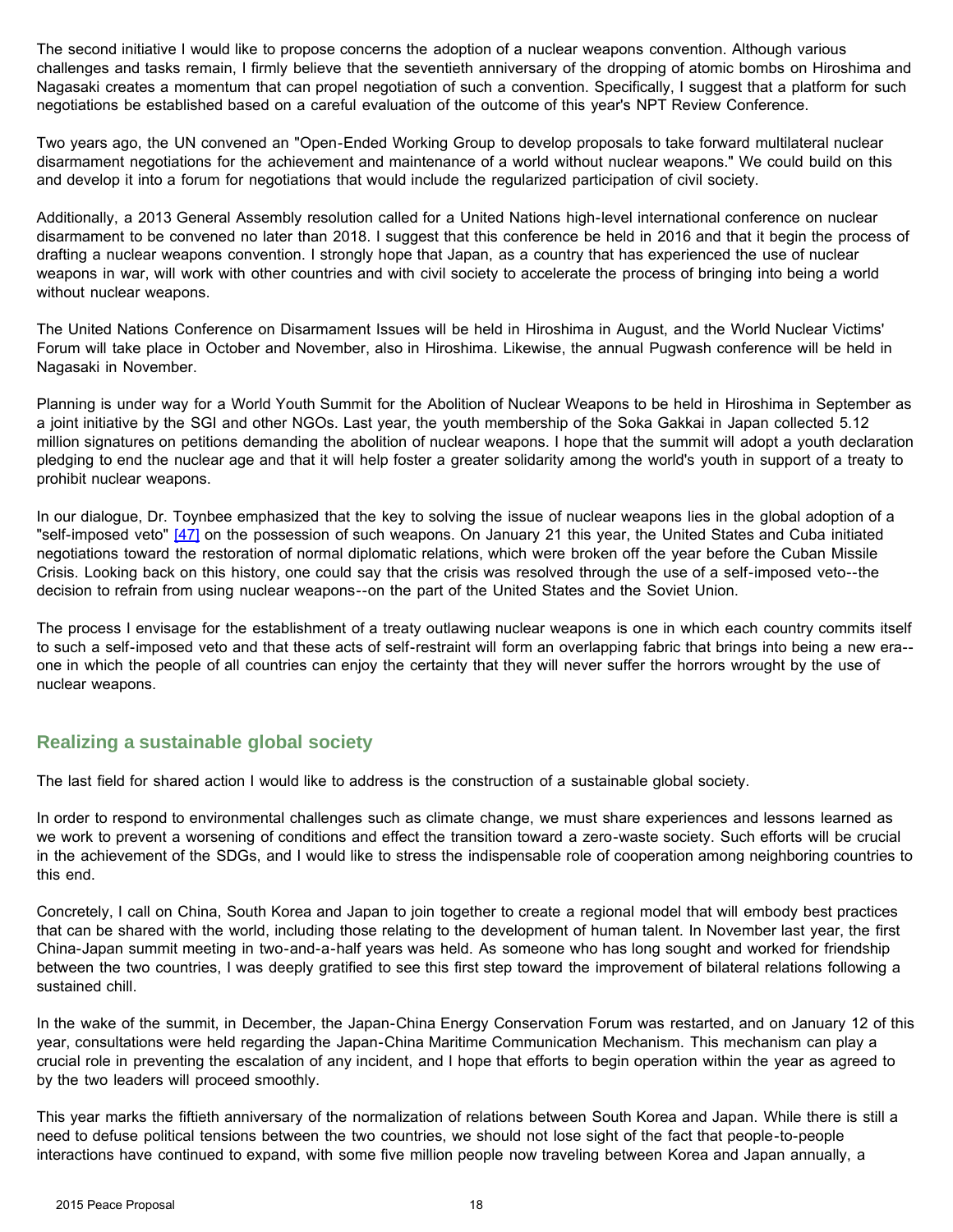The second initiative I would like to propose concerns the adoption of a nuclear weapons convention. Although various challenges and tasks remain, I firmly believe that the seventieth anniversary of the dropping of atomic bombs on Hiroshima and Nagasaki creates a momentum that can propel negotiation of such a convention. Specifically, I suggest that a platform for such negotiations be established based on a careful evaluation of the outcome of this year's NPT Review Conference.

Two years ago, the UN convened an "Open-Ended Working Group to develop proposals to take forward multilateral nuclear disarmament negotiations for the achievement and maintenance of a world without nuclear weapons." We could build on this and develop it into a forum for negotiations that would include the regularized participation of civil society.

Additionally, a 2013 General Assembly resolution called for a United Nations high-level international conference on nuclear disarmament to be convened no later than 2018. I suggest that this conference be held in 2016 and that it begin the process of drafting a nuclear weapons convention. I strongly hope that Japan, as a country that has experienced the use of nuclear weapons in war, will work with other countries and with civil society to accelerate the process of bringing into being a world without nuclear weapons.

The United Nations Conference on Disarmament Issues will be held in Hiroshima in August, and the World Nuclear Victims' Forum will take place in October and November, also in Hiroshima. Likewise, the annual Pugwash conference will be held in Nagasaki in November.

Planning is under way for a World Youth Summit for the Abolition of Nuclear Weapons to be held in Hiroshima in September as a joint initiative by the SGI and other NGOs. Last year, the youth membership of the Soka Gakkai in Japan collected 5.12 million signatures on petitions demanding the abolition of nuclear weapons. I hope that the summit will adopt a youth declaration pledging to end the nuclear age and that it will help foster a greater solidarity among the world's youth in support of a treaty to prohibit nuclear weapons.

In our dialogue, Dr. Toynbee emphasized that the key to solving the issue of nuclear weapons lies in the global adoption of a "self-imposed veto" [47] on the possession of such weapons. On January 21 this year, the United States and Cuba initiated negotiations toward the restoration of normal diplomatic relations, which were broken off the year before the Cuban Missile Crisis. Looking back on this history, one could say that the crisis was resolved through the use of a self-imposed veto--the decision to refrain from using nuclear weapons--on the part of the United States and the Soviet Union.

The process I envisage for the establishment of a treaty outlawing nuclear weapons is one in which each country commits itself to such a self-imposed veto and that these acts of self-restraint will form an overlapping fabric that brings into being a new era--one in which the people of all countries can enjoy the certainty that they will never suffer the horrors wrought by the use of nuclear weapons.

## Realizing a sustainable global society

The last field for shared action I would like to address is the construction of a sustainable global society.

In order to respond to environmental challenges such as climate change, we must share experiences and lessons learned as we work to prevent a worsening of conditions and effect the transition toward a zero-waste society. Such efforts will be crucial in the achievement of the SDGs, and I would like to stress the indispensable role of cooperation among neighboring countries to this end.

Concretely, I call on China, South Korea and Japan to join together to create a regional model that will embody best practices that can be shared with the world, including those relating to the development of human talent. In November last year, the first China-Japan summit meeting in two-and-a-half years was held. As someone who has long sought and worked for friendship between the two countries, I was deeply gratified to see this first step toward the improvement of bilateral relations following a sustained chill.

In the wake of the summit, in December, the Japan-China Energy Conservation Forum was restarted, and on January 12 of this year, consultations were held regarding the Japan-China Maritime Communication Mechanism. This mechanism can play a crucial role in preventing the escalation of any incident, and I hope that efforts to begin operation within the year as agreed to by the two leaders will proceed smoothly.

This year marks the fiftieth anniversary of the normalization of relations between South Korea and Japan. While there is still a need to defuse political tensions between the two countries, we should not lose sight of the fact that people-to-people interactions have continued to expand, with some five million people now traveling between Korea and Japan annually, a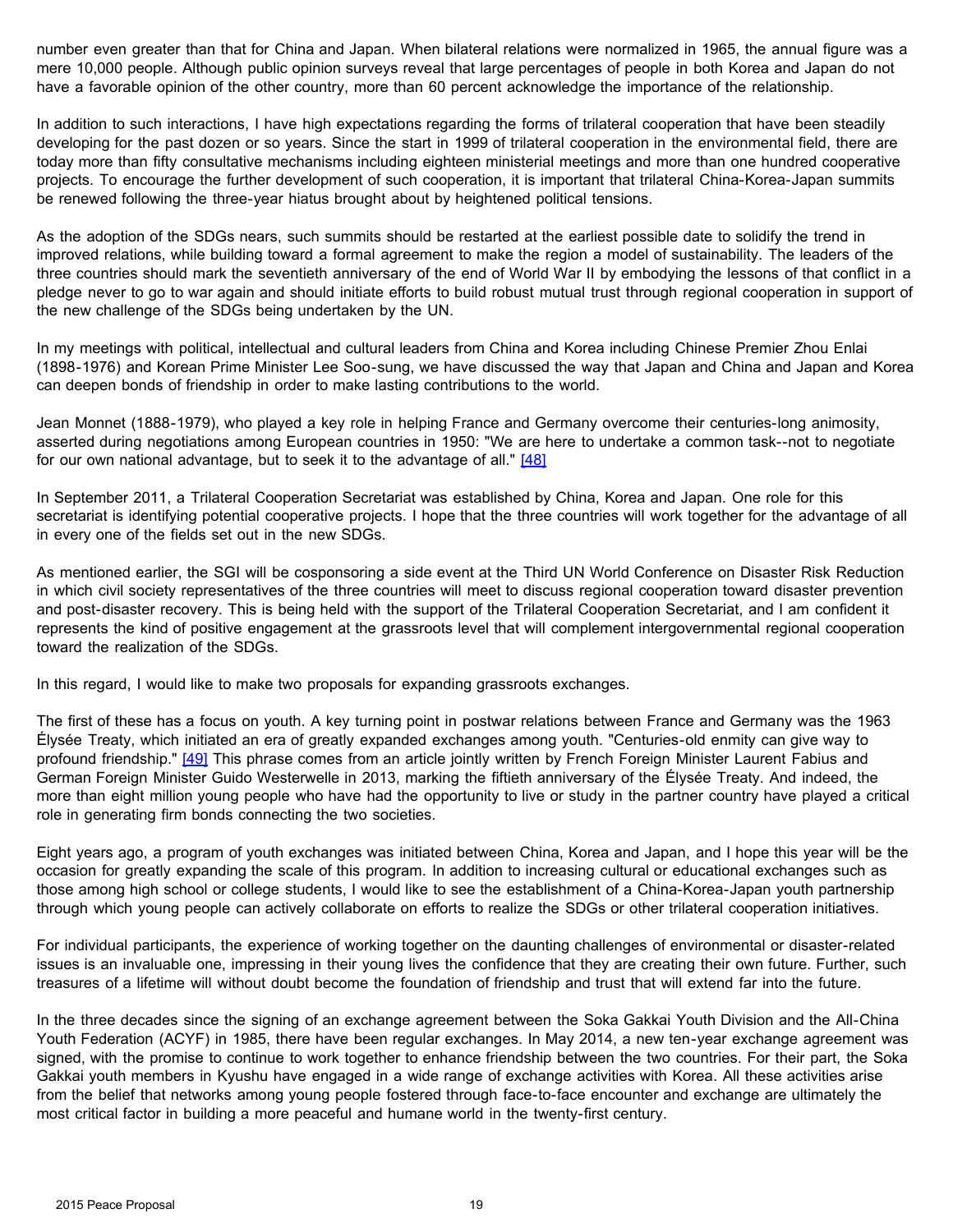number even greater than that for China and Japan. When bilateral relations were normalized in 1965, the annual figure was a mere 10,000 people. Although public opinion surveys reveal that large percentages of people in both Korea and Japan do not have a favorable opinion of the other country, more than 60 percent acknowledge the importance of the relationship.

In addition to such interactions, I have high expectations regarding the forms of trilateral cooperation that have been steadily developing for the past dozen or so years. Since the start in 1999 of trilateral cooperation in the environmental field, there are today more than fifty consultative mechanisms including eighteen ministerial meetings and more than one hundred cooperative projects. To encourage the further development of such cooperation, it is important that trilateral China-Korea-Japan summits be renewed following the three-year hiatus brought about by heightened political tensions.

As the adoption of the SDGs nears, such summits should be restarted at the earliest possible date to solidify the trend in improved relations, while building toward a formal agreement to make the region a model of sustainability. The leaders of the three countries should mark the seventieth anniversary of the end of World War II by embodying the lessons of that conflict in a pledge never to go to war again and should initiate efforts to build robust mutual trust through regional cooperation in support of the new challenge of the SDGs being undertaken by the UN.

In my meetings with political, intellectual and cultural leaders from China and Korea including Chinese Premier Zhou Enlai (1898-1976) and Korean Prime Minister Lee Soo-sung, we have discussed the way that Japan and China and Japan and Korea can deepen bonds of friendship in order to make lasting contributions to the world.

Jean Monnet (1888-1979), who played a key role in helping France and Germany overcome their centuries-long animosity, asserted during negotiations among European countries in 1950: "We are here to undertake a common task--not to negotiate for our own national advantage, but to seek it to the advantage of all." [48]

In September 2011, a Trilateral Cooperation Secretariat was established by China, Korea and Japan. One role for this secretariat is identifying potential cooperative projects. I hope that the three countries will work together for the advantage of all in every one of the fields set out in the new SDGs.

As mentioned earlier, the SGI will be cosponsoring a side event at the Third UN World Conference on Disaster Risk Reduction in which civil society representatives of the three countries will meet to discuss regional cooperation toward disaster prevention and post-disaster recovery. This is being held with the support of the Trilateral Cooperation Secretariat, and I am confident it represents the kind of positive engagement at the grassroots level that will complement intergovernmental regional cooperation toward the realization of the SDGs.

In this regard, I would like to make two proposals for expanding grassroots exchanges.

The first of these has a focus on youth. A key turning point in postwar relations between France and Germany was the 1963 Élysée Treaty, which initiated an era of greatly expanded exchanges among youth. "Centuries-old enmity can give way to profound friendship." [49] This phrase comes from an article jointly written by French Foreign Minister Laurent Fabius and German Foreign Minister Guido Westerwelle in 2013, marking the fiftieth anniversary of the Élysée Treaty. And indeed, the more than eight million young people who have had the opportunity to live or study in the partner country have played a critical role in generating firm bonds connecting the two societies.

Eight years ago, a program of youth exchanges was initiated between China, Korea and Japan, and I hope this year will be the occasion for greatly expanding the scale of this program. In addition to increasing cultural or educational exchanges such as those among high school or college students, I would like to see the establishment of a China-Korea-Japan youth partnership through which young people can actively collaborate on efforts to realize the SDGs or other trilateral cooperation initiatives.

For individual participants, the experience of working together on the daunting challenges of environmental or disaster-related issues is an invaluable one, impressing in their young lives the confidence that they are creating their own future. Further, such treasures of a lifetime will without doubt become the foundation of friendship and trust that will extend far into the future.

In the three decades since the signing of an exchange agreement between the Soka Gakkai Youth Division and the All-China Youth Federation (ACYF) in 1985, there have been regular exchanges. In May 2014, a new ten-year exchange agreement was signed, with the promise to continue to work together to enhance friendship between the two countries. For their part, the Soka Gakkai youth members in Kyushu have engaged in a wide range of exchange activities with Korea. All these activities arise from the belief that networks among young people fostered through face-to-face encounter and exchange are ultimately the most critical factor in building a more peaceful and humane world in the twenty-first century.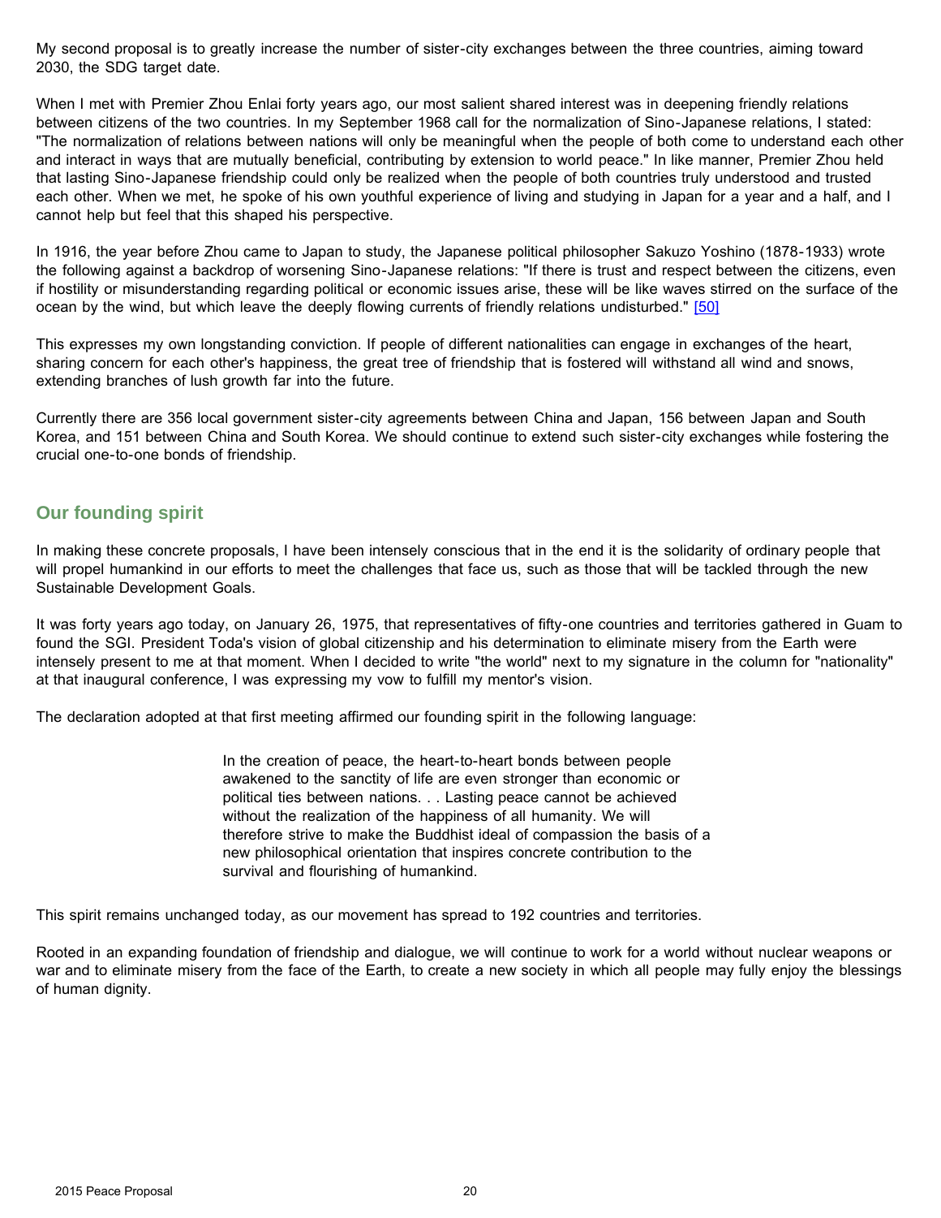My second proposal is to greatly increase the number of sister-city exchanges between the three countries, aiming toward 2030, the SDG target date.

When I met with Premier Zhou Enlai forty years ago, our most salient shared interest was in deepening friendly relations between citizens of the two countries. In my September 1968 call for the normalization of Sino-Japanese relations, I stated: "The normalization of relations between nations will only be meaningful when the people of both come to understand each other and interact in ways that are mutually beneficial, contributing by extension to world peace." In like manner, Premier Zhou held that lasting Sino-Japanese friendship could only be realized when the people of both countries truly understood and trusted each other. When we met, he spoke of his own youthful experience of living and studying in Japan for a year and a half, and I cannot help but feel that this shaped his perspective.

In 1916, the year before Zhou came to Japan to study, the Japanese political philosopher Sakuzo Yoshino (1878-1933) wrote the following against a backdrop of worsening Sino-Japanese relations: "If there is trust and respect between the citizens, even if hostility or misunderstanding regarding political or economic issues arise, these will be like waves stirred on the surface of the ocean by the wind, but which leave the deeply flowing currents of friendly relations undisturbed." [50]

This expresses my own longstanding conviction. If people of different nationalities can engage in exchanges of the heart, sharing concern for each other's happiness, the great tree of friendship that is fostered will withstand all wind and snows, extending branches of lush growth far into the future.

Currently there are 356 local government sister-city agreements between China and Japan, 156 between Japan and South Korea, and 151 between China and South Korea. We should continue to extend such sister-city exchanges while fostering the crucial one-to-one bonds of friendship.

## Our founding spirit

In making these concrete proposals, I have been intensely conscious that in the end it is the solidarity of ordinary people that will propel humankind in our efforts to meet the challenges that face us, such as those that will be tackled through the new Sustainable Development Goals.

It was forty years ago today, on January 26, 1975, that representatives of fifty-one countries and territories gathered in Guam to found the SGI. President Toda's vision of global citizenship and his determination to eliminate misery from the Earth were intensely present to me at that moment. When I decided to write "the world" next to my signature in the column for "nationality" at that inaugural conference, I was expressing my vow to fulfill my mentor's vision.

The declaration adopted at that first meeting affirmed our founding spirit in the following language:

> In the creation of peace, the heart-to-heart bonds between people awakened to the sanctity of life are even stronger than economic or political ties between nations. . . Lasting peace cannot be achieved without the realization of the happiness of all humanity. We will therefore strive to make the Buddhist ideal of compassion the basis of a new philosophical orientation that inspires concrete contribution to the survival and flourishing of humankind.

This spirit remains unchanged today, as our movement has spread to 192 countries and territories.

Rooted in an expanding foundation of friendship and dialogue, we will continue to work for a world without nuclear weapons or war and to eliminate misery from the face of the Earth, to create a new society in which all people may fully enjoy the blessings of human dignity.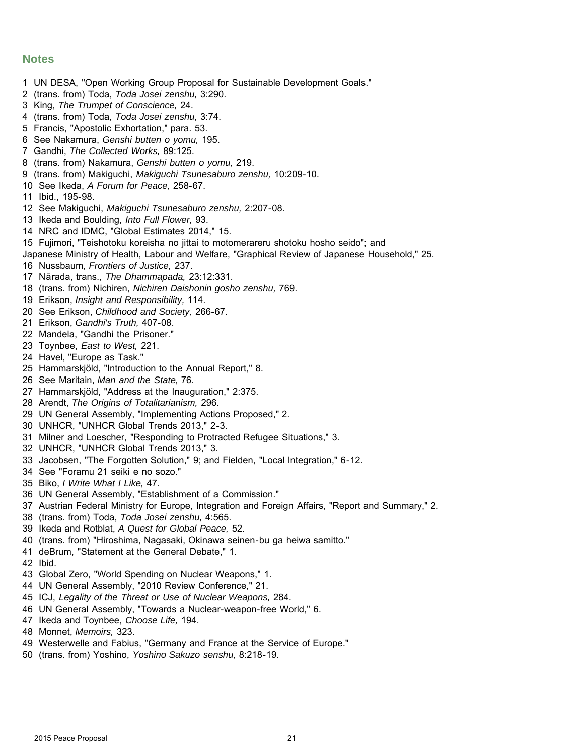## Notes

1 UN DESA, "Open Working Group Proposal for Sustainable Development Goals."
2 (trans. from) Toda, *Toda Josei zenshu,* 3:290.
3 King, *The Trumpet of Conscience,* 24.
4 (trans. from) Toda, *Toda Josei zenshu,* 3:74.
5 Francis, "Apostolic Exhortation," para. 53.
6 See Nakamura, *Genshi butten o yomu,* 195.
7 Gandhi, *The Collected Works,* 89:125.
8 (trans. from) Nakamura, *Genshi butten o yomu,* 219.
9 (trans. from) Makiguchi, *Makiguchi Tsunesaburo zenshu,* 10:209-10.
10 See Ikeda, *A Forum for Peace,* 258-67.
11 Ibid., 195-98.
12 See Makiguchi, *Makiguchi Tsunesaburo zenshu,* 2:207-08.
13 Ikeda and Boulding, *Into Full Flower,* 93.
14 NRC and IDMC, "Global Estimates 2014," 15.
15 Fujimori, "Teishotoku koreisha no jittai to motomerareru shotoku hosho seido"; and Japanese Ministry of Health, Labour and Welfare, "Graphical Review of Japanese Household," 25.
16 Nussbaum, *Frontiers of Justice,* 237.
17 Nārada, trans., *The Dhammapada,* 23:12:331.
18 (trans. from) Nichiren, *Nichiren Daishonin gosho zenshu,* 769.
19 Erikson, *Insight and Responsibility,* 114.
20 See Erikson, *Childhood and Society,* 266-67.
21 Erikson, *Gandhi's Truth,* 407-08.
22 Mandela, "Gandhi the Prisoner."
23 Toynbee, *East to West,* 221.
24 Havel, "Europe as Task."
25 Hammarskjöld, "Introduction to the Annual Report," 8.
26 See Maritain, *Man and the State,* 76.
27 Hammarskjöld, "Address at the Inauguration," 2:375.
28 Arendt, *The Origins of Totalitarianism,* 296.
29 UN General Assembly, "Implementing Actions Proposed," 2.
30 UNHCR, "UNHCR Global Trends 2013," 2-3.
31 Milner and Loescher, "Responding to Protracted Refugee Situations," 3.
32 UNHCR, "UNHCR Global Trends 2013," 3.
33 Jacobsen, "The Forgotten Solution," 9; and Fielden, "Local Integration," 6-12.
34 See "Foramu 21 seiki e no sozo."
35 Biko, *I Write What I Like,* 47.
36 UN General Assembly, "Establishment of a Commission."
37 Austrian Federal Ministry for Europe, Integration and Foreign Affairs, "Report and Summary," 2.
38 (trans. from) Toda, *Toda Josei zenshu,* 4:565.
39 Ikeda and Rotblat, *A Quest for Global Peace,* 52.
40 (trans. from) "Hiroshima, Nagasaki, Okinawa seinen-bu ga heiwa samitto."
41 deBrum, "Statement at the General Debate," 1.
42 Ibid.
43 Global Zero, "World Spending on Nuclear Weapons," 1.
44 UN General Assembly, "2010 Review Conference," 21.
45 ICJ, *Legality of the Threat or Use of Nuclear Weapons,* 284.
46 UN General Assembly, "Towards a Nuclear-weapon-free World," 6.
47 Ikeda and Toynbee, *Choose Life,* 194.
48 Monnet, *Memoirs,* 323.
49 Westerwelle and Fabius, "Germany and France at the Service of Europe."
50 (trans. from) Yoshino, *Yoshino Sakuzo senshu,* 8:218-19.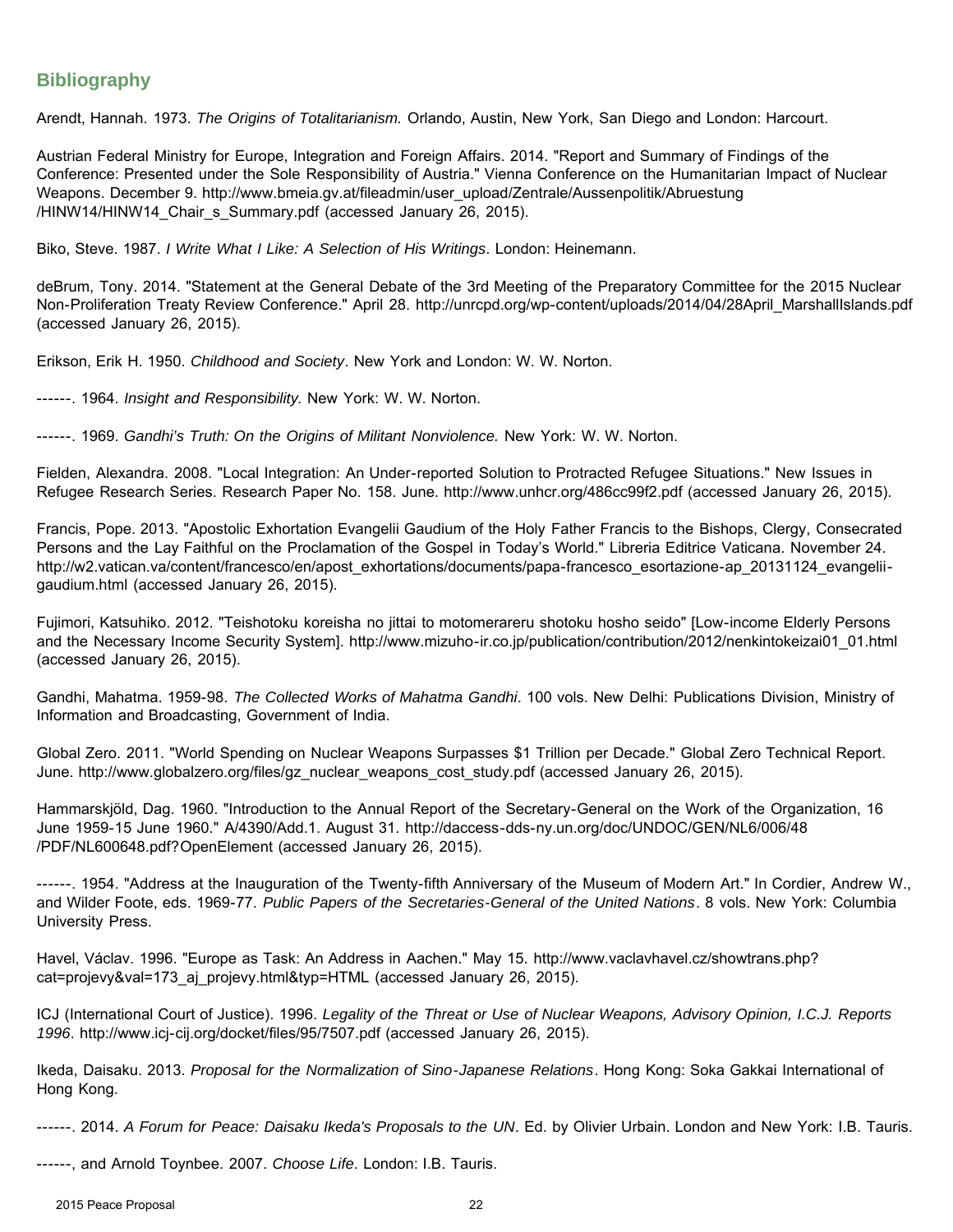## Bibliography

Arendt, Hannah. 1973. *The Origins of Totalitarianism.* Orlando, Austin, New York, San Diego and London: Harcourt.

Austrian Federal Ministry for Europe, Integration and Foreign Affairs. 2014. "Report and Summary of Findings of the Conference: Presented under the Sole Responsibility of Austria." Vienna Conference on the Humanitarian Impact of Nuclear Weapons. December 9. http://www.bmeia.gv.at/fileadmin/user_upload/Zentrale/Aussenpolitik/Abruestung/HINW14/HINW14_Chair_s_Summary.pdf (accessed January 26, 2015).

Biko, Steve. 1987. *I Write What I Like: A Selection of His Writings*. London: Heinemann.

deBrum, Tony. 2014. "Statement at the General Debate of the 3rd Meeting of the Preparatory Committee for the 2015 Nuclear Non-Proliferation Treaty Review Conference." April 28. http://unrcpd.org/wp-content/uploads/2014/04/28April_MarshallIslands.pdf (accessed January 26, 2015).

Erikson, Erik H. 1950. *Childhood and Society*. New York and London: W. W. Norton.

------. 1964. *Insight and Responsibility.* New York: W. W. Norton.

------. 1969. *Gandhi's Truth: On the Origins of Militant Nonviolence.* New York: W. W. Norton.

Fielden, Alexandra. 2008. "Local Integration: An Under-reported Solution to Protracted Refugee Situations." New Issues in Refugee Research Series. Research Paper No. 158. June. http://www.unhcr.org/486cc99f2.pdf (accessed January 26, 2015).

Francis, Pope. 2013. "Apostolic Exhortation Evangelii Gaudium of the Holy Father Francis to the Bishops, Clergy, Consecrated Persons and the Lay Faithful on the Proclamation of the Gospel in Today's World." Libreria Editrice Vaticana. November 24. http://w2.vatican.va/content/francesco/en/apost_exhortations/documents/papa-francesco_esortazione-ap_20131124_evangelii-gaudium.html (accessed January 26, 2015).

Fujimori, Katsuhiko. 2012. "Teishotoku koreisha no jittai to motomerareru shotoku hosho seido" [Low-income Elderly Persons and the Necessary Income Security System]. http://www.mizuho-ir.co.jp/publication/contribution/2012/nenkintokeizai01_01.html (accessed January 26, 2015).

Gandhi, Mahatma. 1959-98. *The Collected Works of Mahatma Gandhi*. 100 vols. New Delhi: Publications Division, Ministry of Information and Broadcasting, Government of India.

Global Zero. 2011. "World Spending on Nuclear Weapons Surpasses $1 Trillion per Decade." Global Zero Technical Report. June. http://www.globalzero.org/files/gz_nuclear_weapons_cost_study.pdf (accessed January 26, 2015).

Hammarskjöld, Dag. 1960. "Introduction to the Annual Report of the Secretary-General on the Work of the Organization, 16 June 1959-15 June 1960." A/4390/Add.1. August 31. http://daccess-dds-ny.un.org/doc/UNDOC/GEN/NL6/006/48/PDF/NL600648.pdf?OpenElement (accessed January 26, 2015).

------. 1954. "Address at the Inauguration of the Twenty-fifth Anniversary of the Museum of Modern Art." In Cordier, Andrew W., and Wilder Foote, eds. 1969-77. *Public Papers of the Secretaries-General of the United Nations*. 8 vols. New York: Columbia University Press.

Havel, Václav. 1996. "Europe as Task: An Address in Aachen." May 15. http://www.vaclavhavel.cz/showtrans.php?cat=projevy&val=173_aj_projevy.html&typ=HTML (accessed January 26, 2015).

ICJ (International Court of Justice). 1996. *Legality of the Threat or Use of Nuclear Weapons, Advisory Opinion, I.C.J. Reports 1996.* http://www.icj-cij.org/docket/files/95/7507.pdf (accessed January 26, 2015).

Ikeda, Daisaku. 2013. *Proposal for the Normalization of Sino-Japanese Relations*. Hong Kong: Soka Gakkai International of Hong Kong.

------. 2014. *A Forum for Peace: Daisaku Ikeda's Proposals to the UN*. Ed. by Olivier Urbain. London and New York: I.B. Tauris.

------, and Arnold Toynbee. 2007. *Choose Life*. London: I.B. Tauris.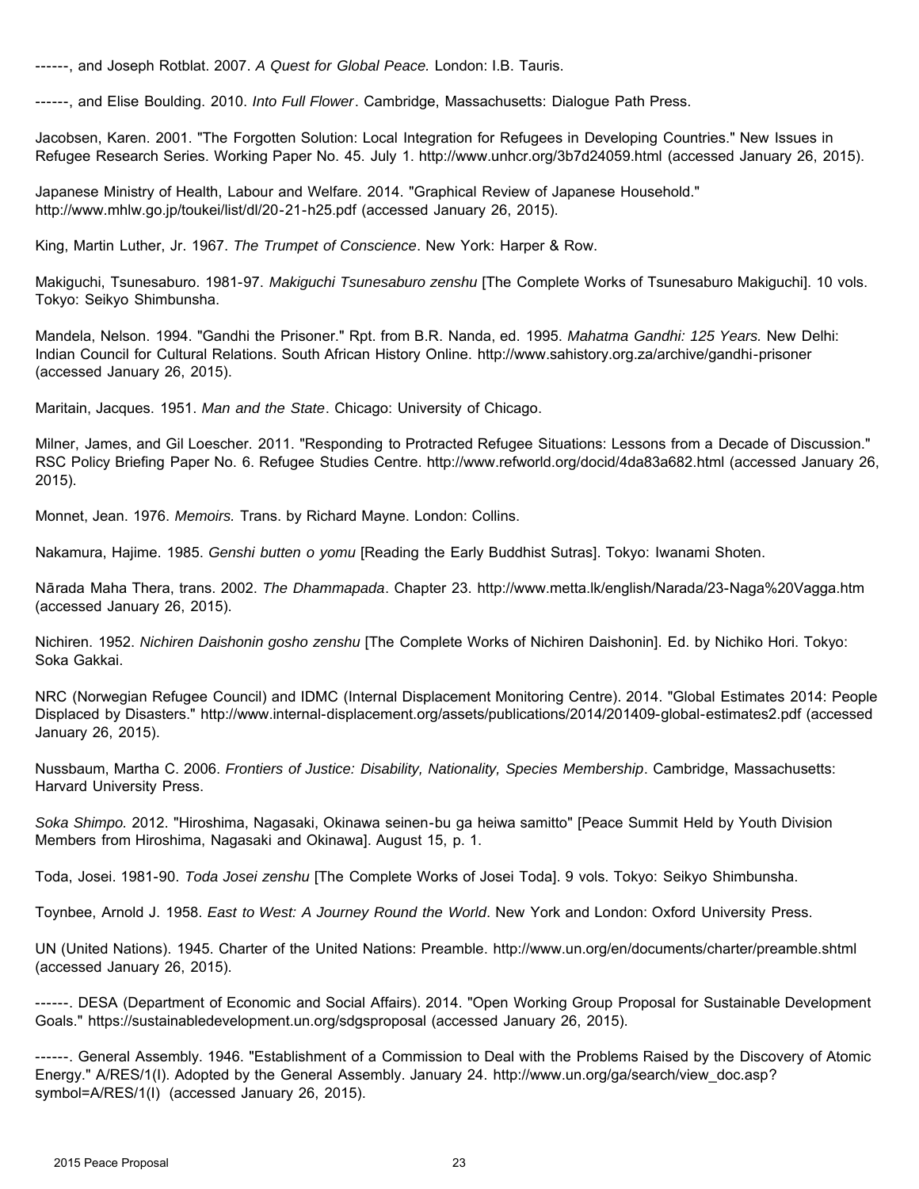------, and Joseph Rotblat. 2007. *A Quest for Global Peace.* London: I.B. Tauris.

------, and Elise Boulding. 2010. *Into Full Flower*. Cambridge, Massachusetts: Dialogue Path Press.

Jacobsen, Karen. 2001. "The Forgotten Solution: Local Integration for Refugees in Developing Countries." New Issues in Refugee Research Series. Working Paper No. 45. July 1. http://www.unhcr.org/3b7d24059.html (accessed January 26, 2015).

Japanese Ministry of Health, Labour and Welfare. 2014. "Graphical Review of Japanese Household." http://www.mhlw.go.jp/toukei/list/dl/20-21-h25.pdf (accessed January 26, 2015).

King, Martin Luther, Jr. 1967. *The Trumpet of Conscience*. New York: Harper & Row.

Makiguchi, Tsunesaburo. 1981-97. *Makiguchi Tsunesaburo zenshu* [The Complete Works of Tsunesaburo Makiguchi]. 10 vols. Tokyo: Seikyo Shimbunsha.

Mandela, Nelson. 1994. "Gandhi the Prisoner." Rpt. from B.R. Nanda, ed. 1995. *Mahatma Gandhi: 125 Years.* New Delhi: Indian Council for Cultural Relations. South African History Online. http://www.sahistory.org.za/archive/gandhi-prisoner (accessed January 26, 2015).

Maritain, Jacques. 1951. *Man and the State*. Chicago: University of Chicago.

Milner, James, and Gil Loescher. 2011. "Responding to Protracted Refugee Situations: Lessons from a Decade of Discussion." RSC Policy Briefing Paper No. 6. Refugee Studies Centre. http://www.refworld.org/docid/4da83a682.html (accessed January 26, 2015).

Monnet, Jean. 1976. *Memoirs.* Trans. by Richard Mayne. London: Collins.

Nakamura, Hajime. 1985. *Genshi butten o yomu* [Reading the Early Buddhist Sutras]. Tokyo: Iwanami Shoten.

Nārada Maha Thera, trans. 2002. *The Dhammapada*. Chapter 23. http://www.metta.lk/english/Narada/23-Naga%20Vagga.htm (accessed January 26, 2015).

Nichiren. 1952. *Nichiren Daishonin gosho zenshu* [The Complete Works of Nichiren Daishonin]. Ed. by Nichiko Hori. Tokyo: Soka Gakkai.

NRC (Norwegian Refugee Council) and IDMC (Internal Displacement Monitoring Centre). 2014. "Global Estimates 2014: People Displaced by Disasters." http://www.internal-displacement.org/assets/publications/2014/201409-global-estimates2.pdf (accessed January 26, 2015).

Nussbaum, Martha C. 2006. *Frontiers of Justice: Disability, Nationality, Species Membership*. Cambridge, Massachusetts: Harvard University Press.

*Soka Shimpo.* 2012. "Hiroshima, Nagasaki, Okinawa seinen-bu ga heiwa samitto" [Peace Summit Held by Youth Division Members from Hiroshima, Nagasaki and Okinawa]. August 15, p. 1.

Toda, Josei. 1981-90. *Toda Josei zenshu* [The Complete Works of Josei Toda]. 9 vols. Tokyo: Seikyo Shimbunsha.

Toynbee, Arnold J. 1958. *East to West: A Journey Round the World*. New York and London: Oxford University Press.

UN (United Nations). 1945. Charter of the United Nations: Preamble. http://www.un.org/en/documents/charter/preamble.shtml (accessed January 26, 2015).

------. DESA (Department of Economic and Social Affairs). 2014. "Open Working Group Proposal for Sustainable Development Goals." https://sustainabledevelopment.un.org/sdgsproposal (accessed January 26, 2015).

------. General Assembly. 1946. "Establishment of a Commission to Deal with the Problems Raised by the Discovery of Atomic Energy." A/RES/1(I). Adopted by the General Assembly. January 24. http://www.un.org/ga/search/view_doc.asp?symbol=A/RES/1(I) (accessed January 26, 2015).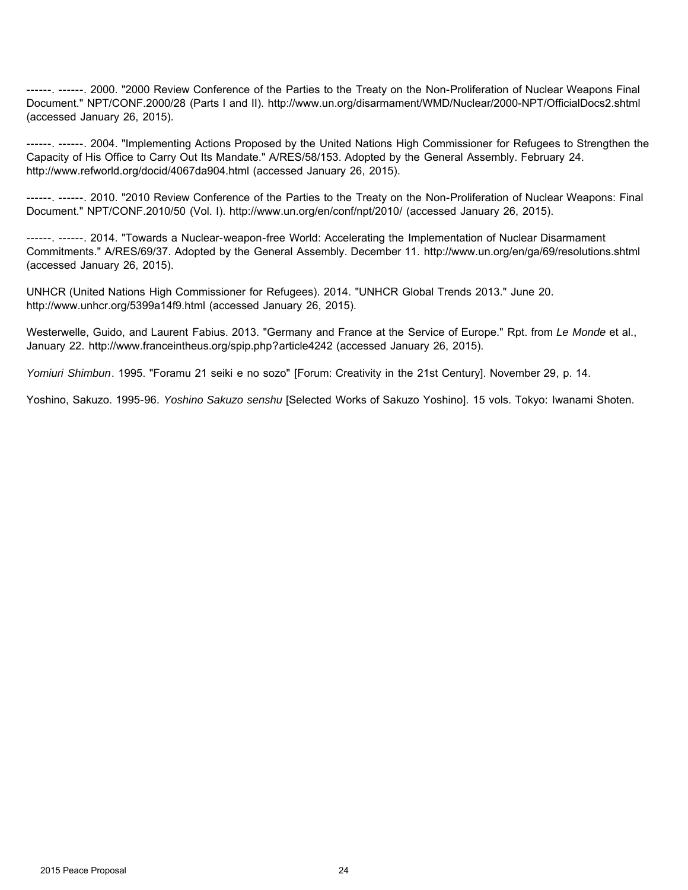------. ------. 2000. "2000 Review Conference of the Parties to the Treaty on the Non-Proliferation of Nuclear Weapons Final Document." NPT/CONF.2000/28 (Parts I and II). http://www.un.org/disarmament/WMD/Nuclear/2000-NPT/OfficialDocs2.shtml (accessed January 26, 2015).

------. ------. 2004. "Implementing Actions Proposed by the United Nations High Commissioner for Refugees to Strengthen the Capacity of His Office to Carry Out Its Mandate." A/RES/58/153. Adopted by the General Assembly. February 24. http://www.refworld.org/docid/4067da904.html (accessed January 26, 2015).

------. ------. 2010. "2010 Review Conference of the Parties to the Treaty on the Non-Proliferation of Nuclear Weapons: Final Document." NPT/CONF.2010/50 (Vol. I). http://www.un.org/en/conf/npt/2010/ (accessed January 26, 2015).

------. ------. 2014. "Towards a Nuclear-weapon-free World: Accelerating the Implementation of Nuclear Disarmament Commitments." A/RES/69/37. Adopted by the General Assembly. December 11. http://www.un.org/en/ga/69/resolutions.shtml (accessed January 26, 2015).

UNHCR (United Nations High Commissioner for Refugees). 2014. "UNHCR Global Trends 2013." June 20. http://www.unhcr.org/5399a14f9.html (accessed January 26, 2015).

Westerwelle, Guido, and Laurent Fabius. 2013. "Germany and France at the Service of Europe." Rpt. from *Le Monde* et al., January 22. http://www.franceintheus.org/spip.php?article4242 (accessed January 26, 2015).

*Yomiuri Shimbun*. 1995. "Foramu 21 seiki e no sozo" [Forum: Creativity in the 21st Century]. November 29, p. 14.

Yoshino, Sakuzo. 1995-96. *Yoshino Sakuzo senshu* [Selected Works of Sakuzo Yoshino]. 15 vols. Tokyo: Iwanami Shoten.